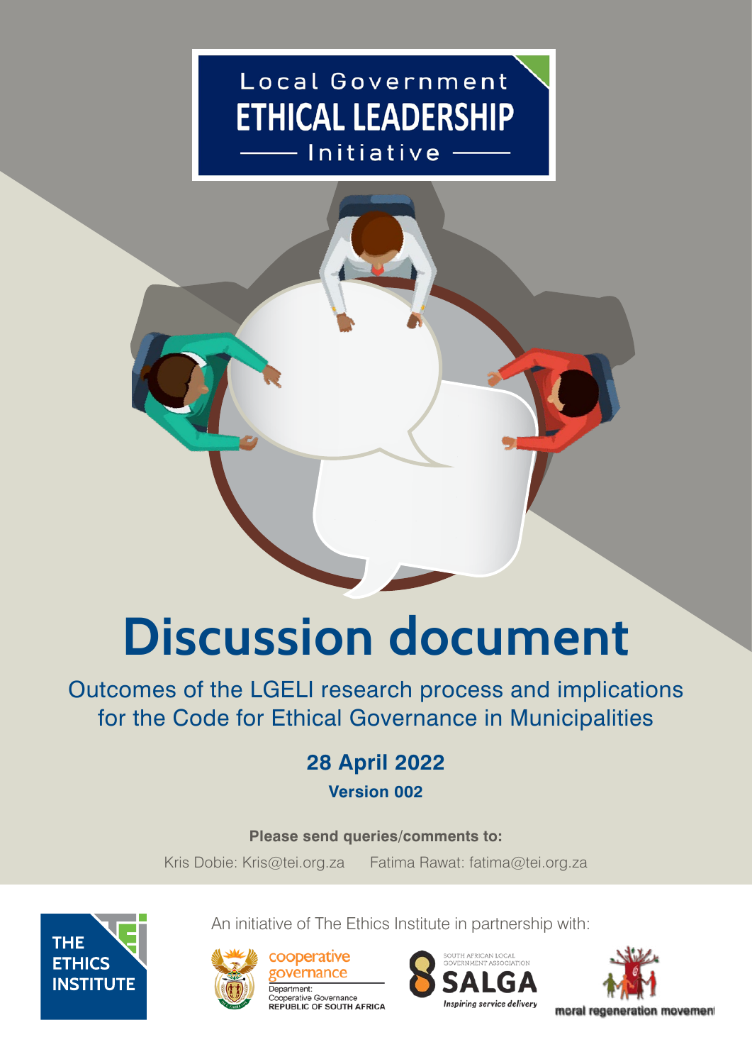Local Government

**ETHICAL LEADERSHIP**

Initiative

# Discussion document

## Outcomes of the LGELI research process and implications for the Code for Ethical Governance in Municipalities

**28 April 2022**

**Version 002**

**Please send queries/comments to:**

Kris Dobie: Kris@tei.org.za Fatima Rawat: fatima@tei.org.za

THE ETHICS INSTITUTE

An initiative of The Ethics Institute in partnership with:

cooperative governance — Department: Cooperative Governance, REPUBLIC OF SOUTH AFRICA

SOUTH AFRICAN LOCAL GOVERNMENT ASSOCIATION — SALGA — Inspiring service delivery

moral regeneration movement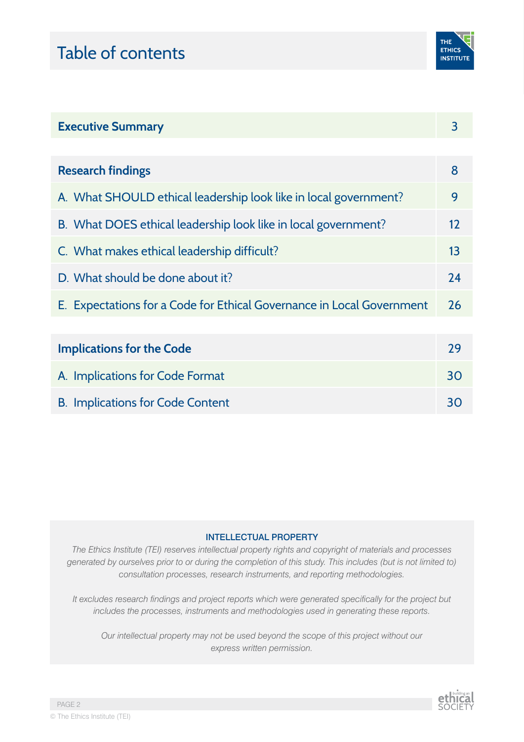# Table of contents

| | |
|---|---|
| **Executive Summary** | 3 |
| | |
| **Research findings** | 8 |
| A. What SHOULD ethical leadership look like in local government? | 9 |
| B. What DOES ethical leadership look like in local government? | 12 |
| C. What makes ethical leadership difficult? | 13 |
| D. What should be done about it? | 24 |
| E. Expectations for a Code for Ethical Governance in Local Government | 26 |
| | |
| **Implications for the Code** | 29 |
| A. Implications for Code Format | 30 |
| B. Implications for Code Content | 30 |

**INTELLECTUAL PROPERTY**

*The Ethics Institute (TEI) reserves intellectual property rights and copyright of materials and processes generated by ourselves prior to or during the completion of this study. This includes (but is not limited to) consultation processes, research instruments, and reporting methodologies.*

*It excludes research findings and project reports which were generated specifically for the project but includes the processes, instruments and methodologies used in generating these reports.*

*Our intellectual property may not be used beyond the scope of this project without our express written permission.*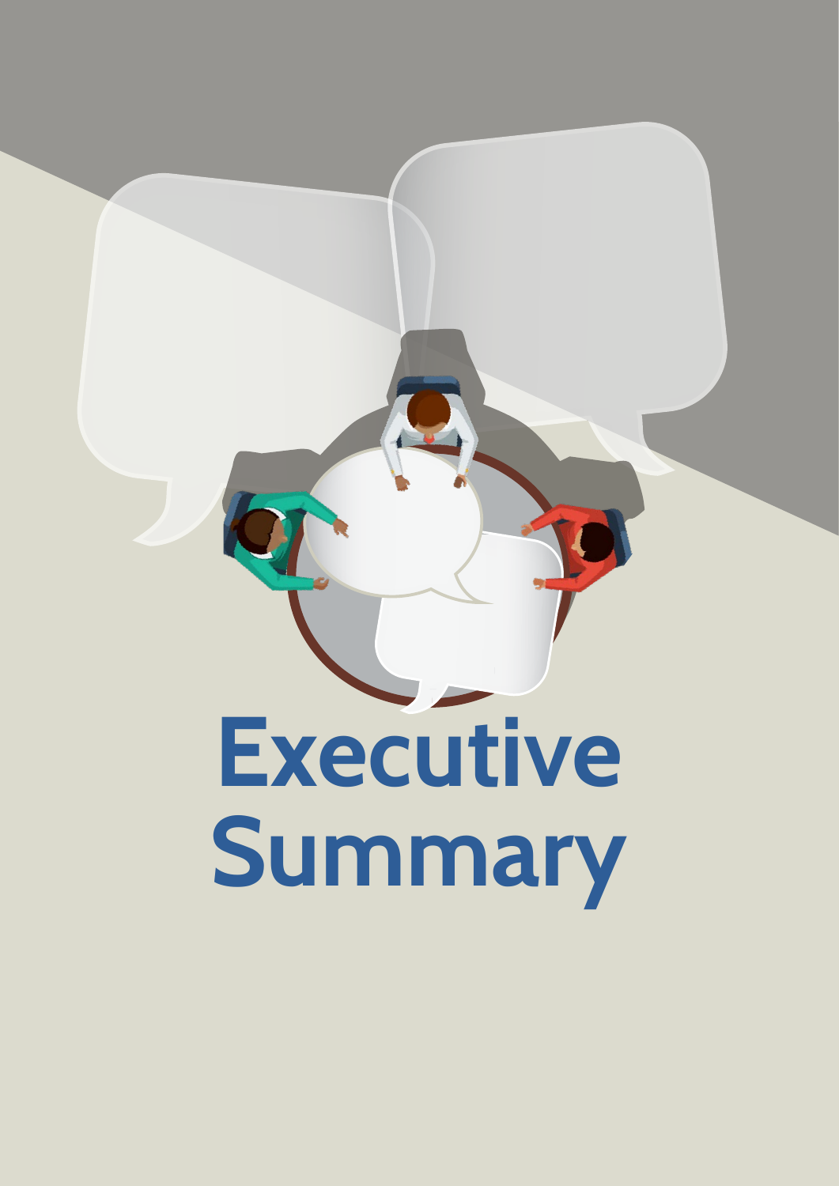# Executive Summary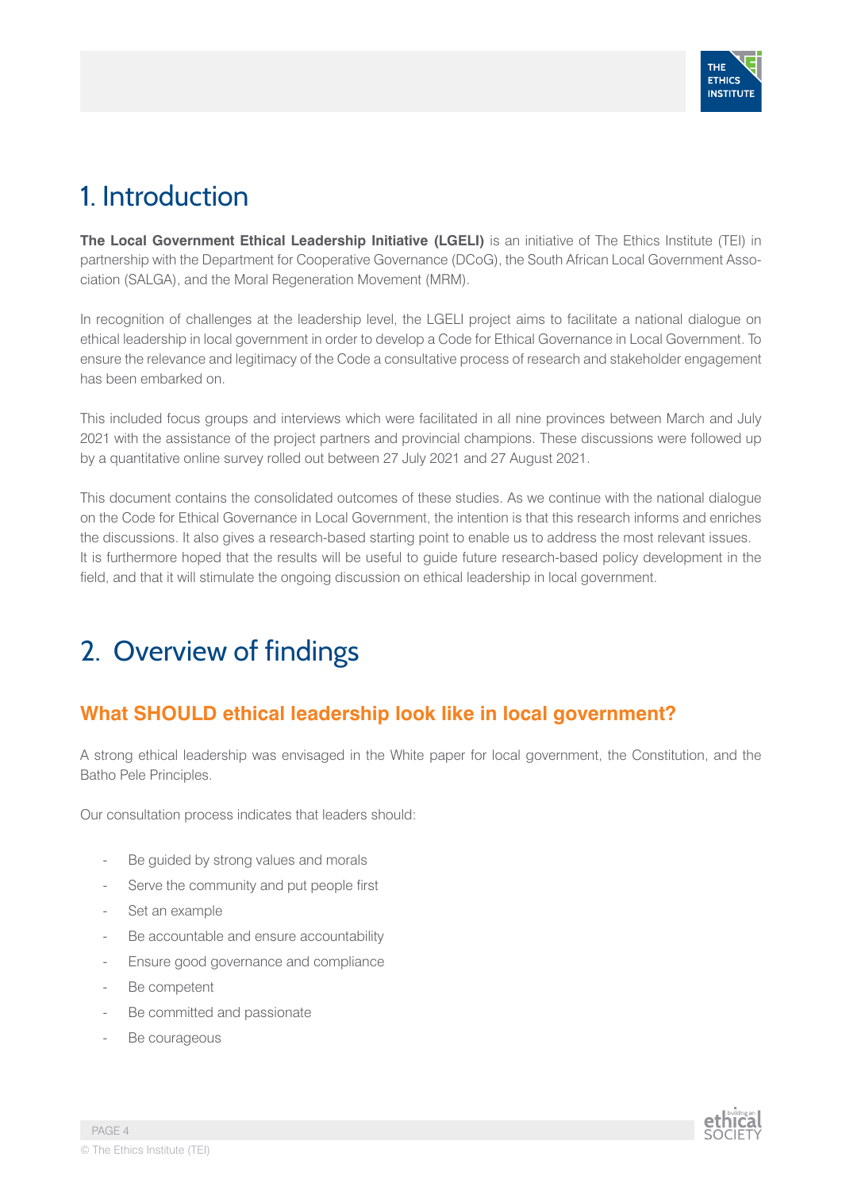# 1. Introduction

**The Local Government Ethical Leadership Initiative (LGELI)** is an initiative of The Ethics Institute (TEI) in partnership with the Department for Cooperative Governance (DCoG), the South African Local Government Association (SALGA), and the Moral Regeneration Movement (MRM).

In recognition of challenges at the leadership level, the LGELI project aims to facilitate a national dialogue on ethical leadership in local government in order to develop a Code for Ethical Governance in Local Government. To ensure the relevance and legitimacy of the Code a consultative process of research and stakeholder engagement has been embarked on.

This included focus groups and interviews which were facilitated in all nine provinces between March and July 2021 with the assistance of the project partners and provincial champions. These discussions were followed up by a quantitative online survey rolled out between 27 July 2021 and 27 August 2021.

This document contains the consolidated outcomes of these studies. As we continue with the national dialogue on the Code for Ethical Governance in Local Government, the intention is that this research informs and enriches the discussions. It also gives a research-based starting point to enable us to address the most relevant issues. It is furthermore hoped that the results will be useful to guide future research-based policy development in the field, and that it will stimulate the ongoing discussion on ethical leadership in local government.

# 2. Overview of findings

## What SHOULD ethical leadership look like in local government?

A strong ethical leadership was envisaged in the White paper for local government, the Constitution, and the Batho Pele Principles.

Our consultation process indicates that leaders should:

- Be guided by strong values and morals
- Serve the community and put people first
- Set an example
- Be accountable and ensure accountability
- Ensure good governance and compliance
- Be competent
- Be committed and passionate
- Be courageous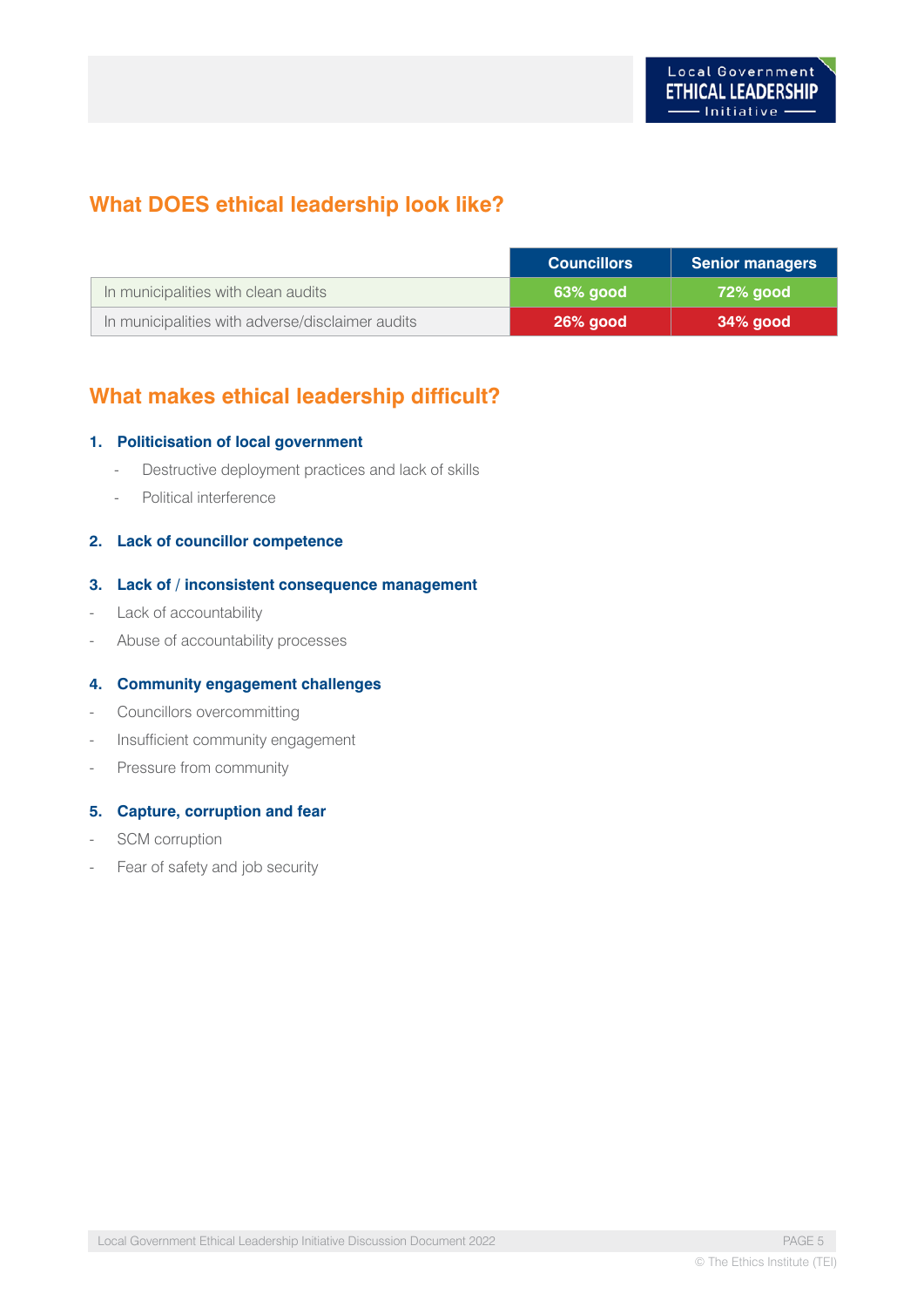## What DOES ethical leadership look like?

| | Councillors | Senior managers |
|---|---|---|
| In municipalities with clean audits | 63% good | 72% good |
| In municipalities with adverse/disclaimer audits | 26% good | 34% good |

## What makes ethical leadership difficult?

1. **Politicisation of local government**
   - Destructive deployment practices and lack of skills
   - Political interference

2. **Lack of councillor competence**

3. **Lack of / inconsistent consequence management**

- Lack of accountability
- Abuse of accountability processes

4. **Community engagement challenges**

- Councillors overcommitting
- Insufficient community engagement
- Pressure from community

5. **Capture, corruption and fear**

- SCM corruption
- Fear of safety and job security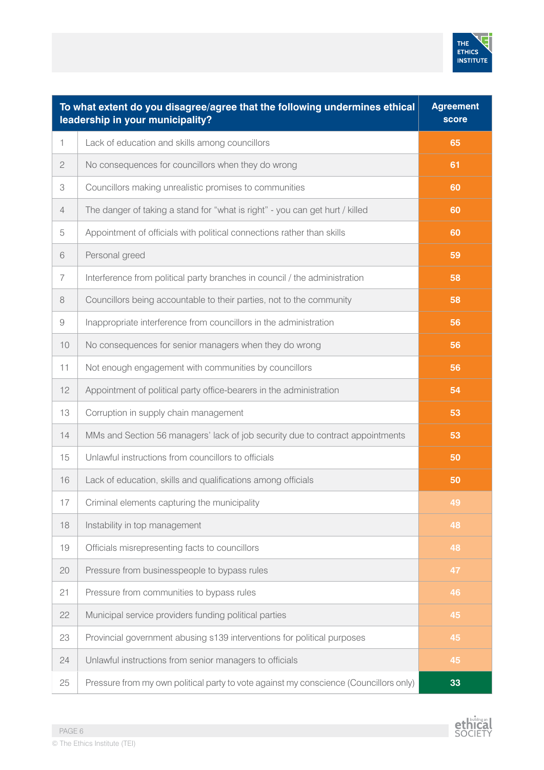| | To what extent do you disagree/agree that the following undermines ethical leadership in your municipality? | Agreement score |
|---|---|---|
| 1 | Lack of education and skills among councillors | 65 |
| 2 | No consequences for councillors when they do wrong | 61 |
| 3 | Councillors making unrealistic promises to communities | 60 |
| 4 | The danger of taking a stand for "what is right" - you can get hurt / killed | 60 |
| 5 | Appointment of officials with political connections rather than skills | 60 |
| 6 | Personal greed | 59 |
| 7 | Interference from political party branches in council / the administration | 58 |
| 8 | Councillors being accountable to their parties, not to the community | 58 |
| 9 | Inappropriate interference from councillors in the administration | 56 |
| 10 | No consequences for senior managers when they do wrong | 56 |
| 11 | Not enough engagement with communities by councillors | 56 |
| 12 | Appointment of political party office-bearers in the administration | 54 |
| 13 | Corruption in supply chain management | 53 |
| 14 | MMs and Section 56 managers' lack of job security due to contract appointments | 53 |
| 15 | Unlawful instructions from councillors to officials | 50 |
| 16 | Lack of education, skills and qualifications among officials | 50 |
| 17 | Criminal elements capturing the municipality | 49 |
| 18 | Instability in top management | 48 |
| 19 | Officials misrepresenting facts to councillors | 48 |
| 20 | Pressure from businesspeople to bypass rules | 47 |
| 21 | Pressure from communities to bypass rules | 46 |
| 22 | Municipal service providers funding political parties | 45 |
| 23 | Provincial government abusing s139 interventions for political purposes | 45 |
| 24 | Unlawful instructions from senior managers to officials | 45 |
| 25 | Pressure from my own political party to vote against my conscience (Councillors only) | 33 |

© The Ethics Institute (TEI)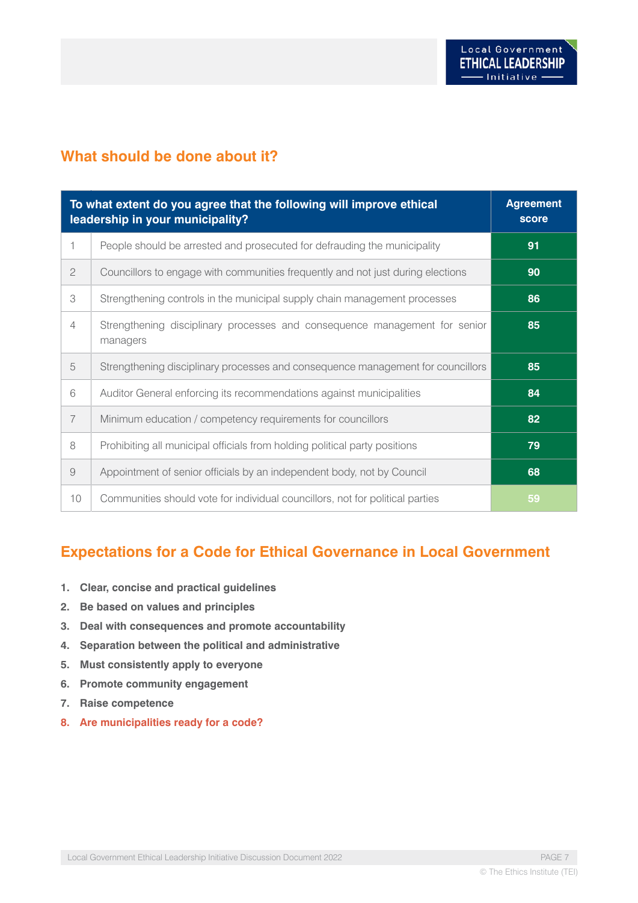## What should be done about it?

| | To what extent do you agree that the following will improve ethical leadership in your municipality? | Agreement score |
|---|---|---|
| 1 | People should be arrested and prosecuted for defrauding the municipality | 91 |
| 2 | Councillors to engage with communities frequently and not just during elections | 90 |
| 3 | Strengthening controls in the municipal supply chain management processes | 86 |
| 4 | Strengthening disciplinary processes and consequence management for senior managers | 85 |
| 5 | Strengthening disciplinary processes and consequence management for councillors | 85 |
| 6 | Auditor General enforcing its recommendations against municipalities | 84 |
| 7 | Minimum education / competency requirements for councillors | 82 |
| 8 | Prohibiting all municipal officials from holding political party positions | 79 |
| 9 | Appointment of senior officials by an independent body, not by Council | 68 |
| 10 | Communities should vote for individual councillors, not for political parties | 59 |

## Expectations for a Code for Ethical Governance in Local Government

1. **Clear, concise and practical guidelines**
2. **Be based on values and principles**
3. **Deal with consequences and promote accountability**
4. **Separation between the political and administrative**
5. **Must consistently apply to everyone**
6. **Promote community engagement**
7. **Raise competence**
8. **Are municipalities ready for a code?**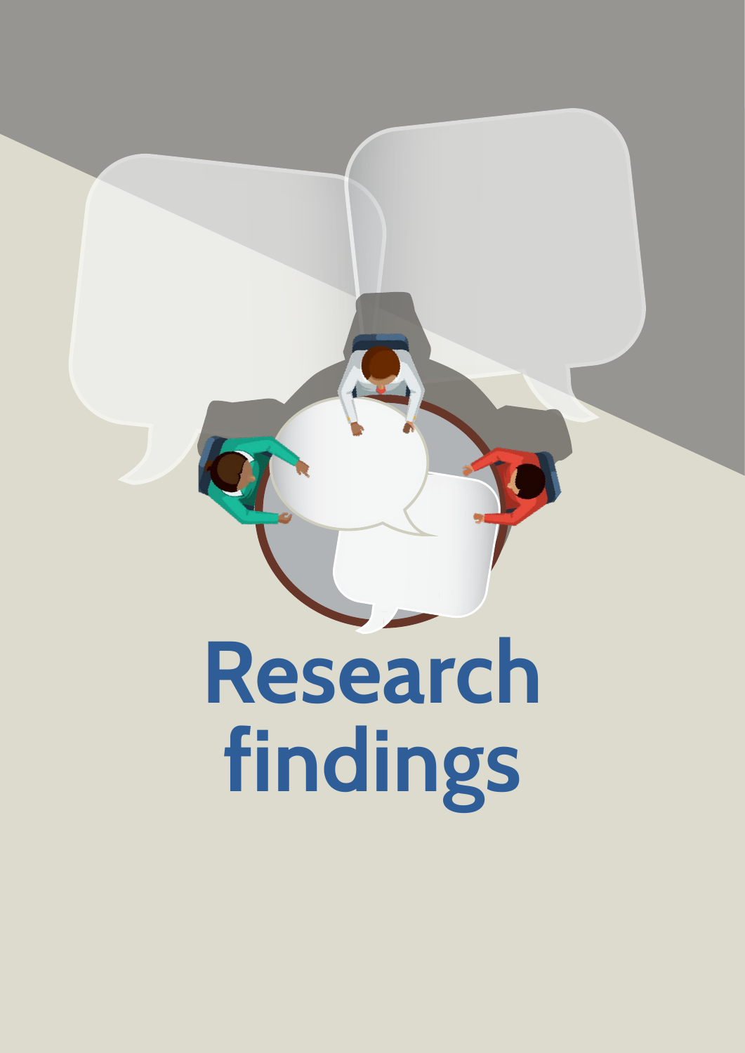# Research findings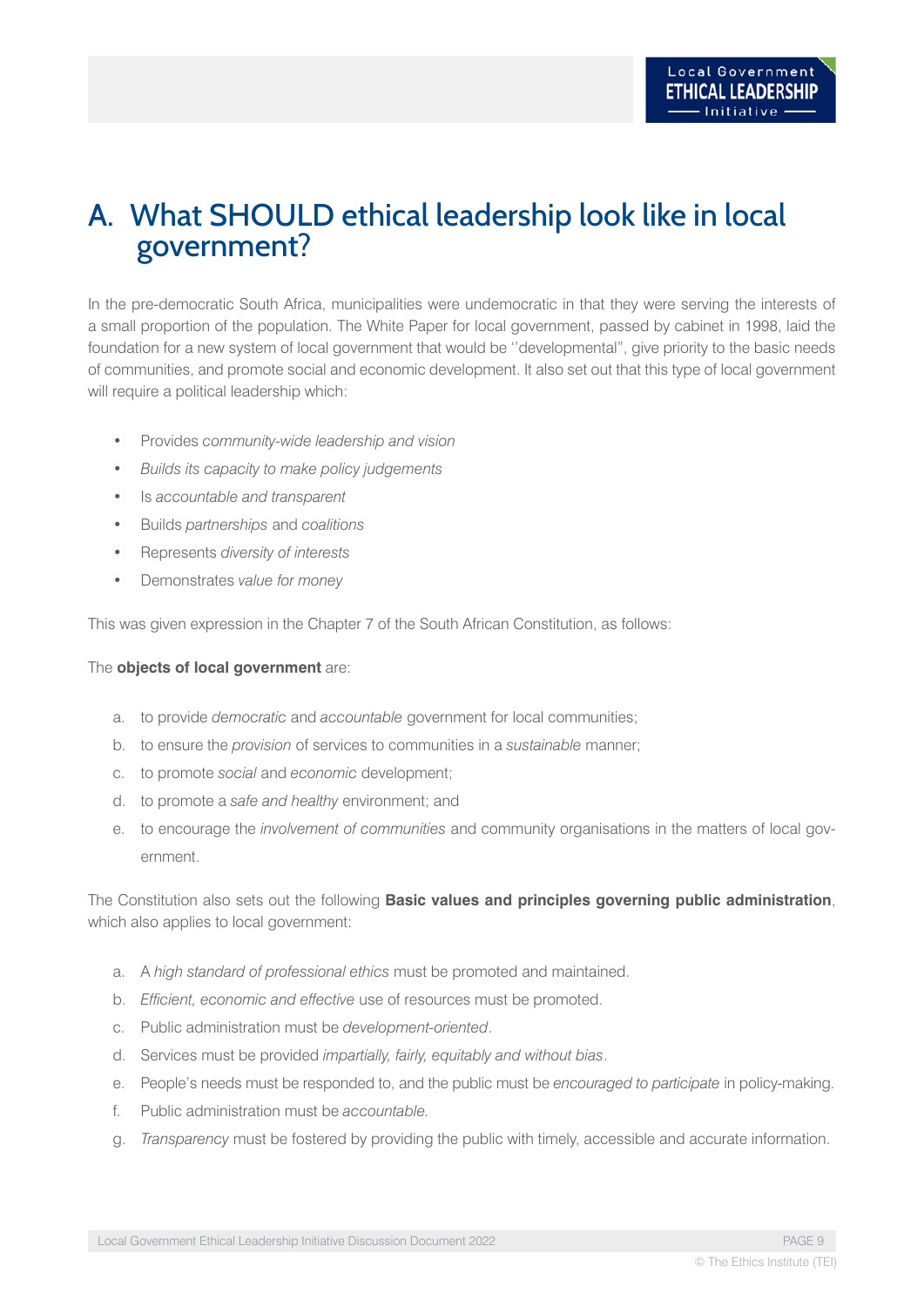# A. What SHOULD ethical leadership look like in local government?

In the pre-democratic South Africa, municipalities were undemocratic in that they were serving the interests of a small proportion of the population. The White Paper for local government, passed by cabinet in 1998, laid the foundation for a new system of local government that would be ''developmental", give priority to the basic needs of communities, and promote social and economic development. It also set out that this type of local government will require a political leadership which:

- Provides *community-wide leadership and vision*
- *Builds its capacity to make policy judgements*
- Is *accountable and transparent*
- Builds *partnerships* and *coalitions*
- Represents *diversity of interests*
- Demonstrates *value for money*

This was given expression in the Chapter 7 of the South African Constitution, as follows:

The **objects of local government** are:

a. to provide *democratic* and *accountable* government for local communities;
b. to ensure the *provision* of services to communities in a *sustainable* manner;
c. to promote *social* and *economic* development;
d. to promote a *safe and healthy* environment; and
e. to encourage the *involvement of communities* and community organisations in the matters of local government.

The Constitution also sets out the following **Basic values and principles governing public administration**, which also applies to local government:

a. A *high standard of professional ethics* must be promoted and maintained.
b. *Efficient, economic and effective* use of resources must be promoted.
c. Public administration must be *development-oriented*.
d. Services must be provided *impartially, fairly, equitably and without bias*.
e. People's needs must be responded to, and the public must be *encouraged to participate* in policy-making.
f. Public administration must be *accountable.*
g. *Transparency* must be fostered by providing the public with timely, accessible and accurate information.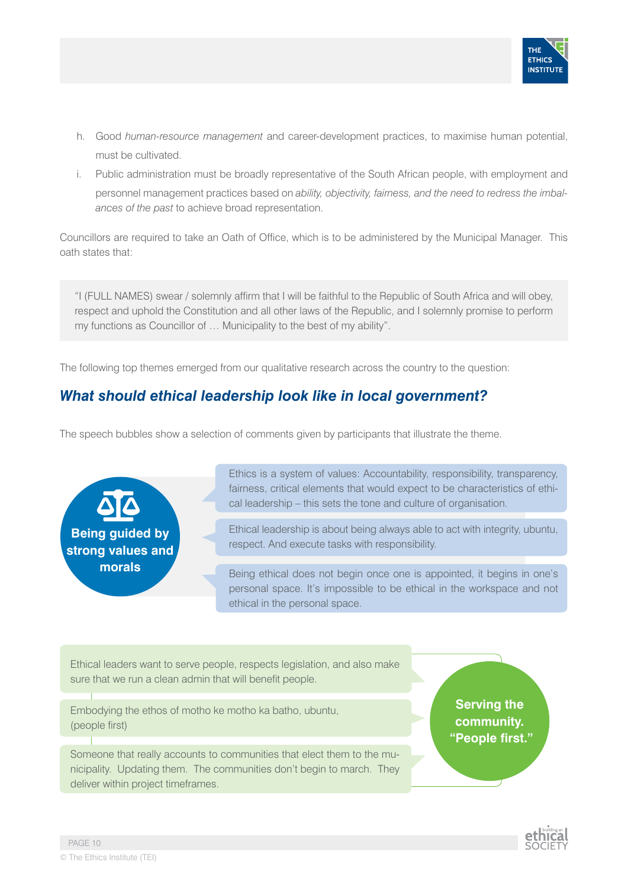h. Good *human-resource management* and career-development practices, to maximise human potential, must be cultivated.

i. Public administration must be broadly representative of the South African people, with employment and personnel management practices based on *ability, objectivity, fairness, and the need to redress the imbalances of the past* to achieve broad representation.

Councillors are required to take an Oath of Office, which is to be administered by the Municipal Manager. This oath states that:

> "I (FULL NAMES) swear / solemnly affirm that I will be faithful to the Republic of South Africa and will obey, respect and uphold the Constitution and all other laws of the Republic, and I solemnly promise to perform my functions as Councillor of … Municipality to the best of my ability".

The following top themes emerged from our qualitative research across the country to the question:

## *What should ethical leadership look like in local government?*

The speech bubbles show a selection of comments given by participants that illustrate the theme.

**Being guided by strong values and morals**

- Ethics is a system of values: Accountability, responsibility, transparency, fairness, critical elements that would expect to be characteristics of ethical leadership – this sets the tone and culture of organisation.
- Ethical leadership is about being always able to act with integrity, ubuntu, respect. And execute tasks with responsibility.
- Being ethical does not begin once one is appointed, it begins in one's personal space. It's impossible to be ethical in the workspace and not ethical in the personal space.

**Serving the community. "People first."**

- Ethical leaders want to serve people, respects legislation, and also make sure that we run a clean admin that will benefit people.
- Embodying the ethos of motho ke motho ka batho, ubuntu, (people first)
- Someone that really accounts to communities that elect them to the municipality. Updating them. The communities don't begin to march. They deliver within project timeframes.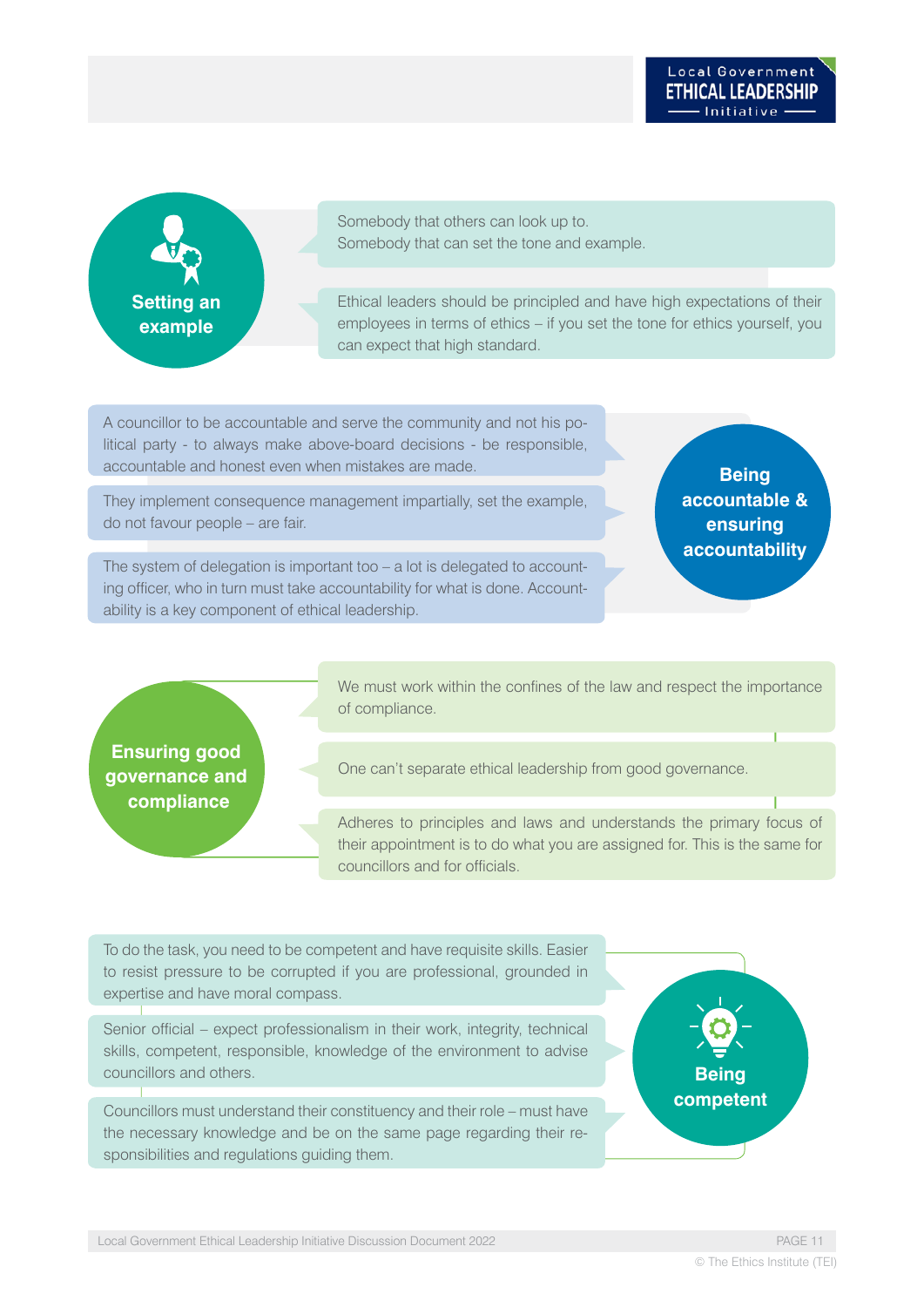## Setting an example

Somebody that others can look up to.
Somebody that can set the tone and example.

Ethical leaders should be principled and have high expectations of their employees in terms of ethics – if you set the tone for ethics yourself, you can expect that high standard.

## Being accountable & ensuring accountability

A councillor to be accountable and serve the community and not his political party - to always make above-board decisions - be responsible, accountable and honest even when mistakes are made.

They implement consequence management impartially, set the example, do not favour people – are fair.

The system of delegation is important too – a lot is delegated to accounting officer, who in turn must take accountability for what is done. Accountability is a key component of ethical leadership.

## Ensuring good governance and compliance

We must work within the confines of the law and respect the importance of compliance.

One can't separate ethical leadership from good governance.

Adheres to principles and laws and understands the primary focus of their appointment is to do what you are assigned for. This is the same for councillors and for officials.

## Being competent

To do the task, you need to be competent and have requisite skills. Easier to resist pressure to be corrupted if you are professional, grounded in expertise and have moral compass.

Senior official – expect professionalism in their work, integrity, technical skills, competent, responsible, knowledge of the environment to advise councillors and others.

Councillors must understand their constituency and their role – must have the necessary knowledge and be on the same page regarding their responsibilities and regulations guiding them.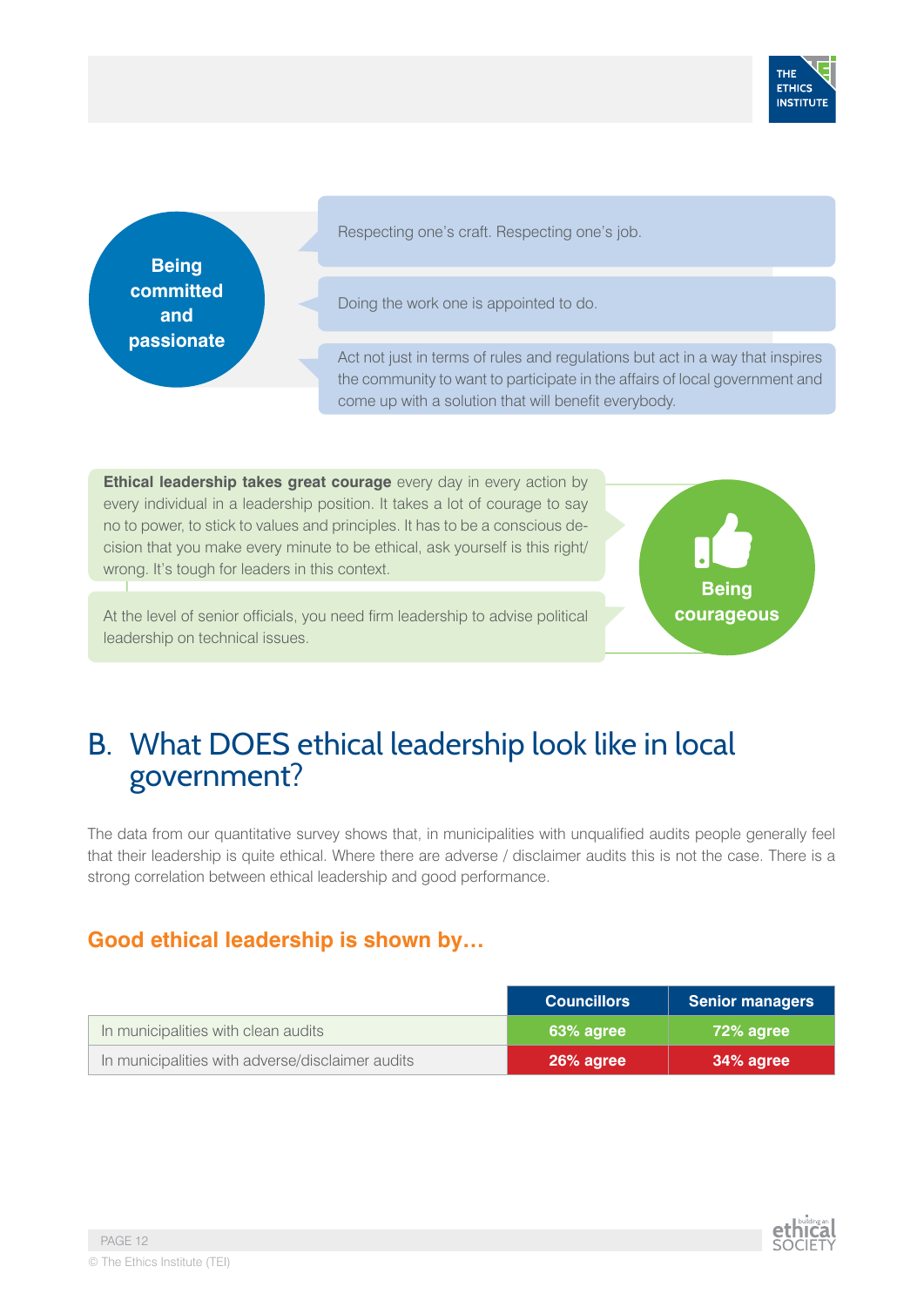**Being committed and passionate**

Respecting one's craft. Respecting one's job.

Doing the work one is appointed to do.

Act not just in terms of rules and regulations but act in a way that inspires the community to want to participate in the affairs of local government and come up with a solution that will benefit everybody.

**Ethical leadership takes great courage** every day in every action by every individual in a leadership position. It takes a lot of courage to say no to power, to stick to values and principles. It has to be a conscious decision that you make every minute to be ethical, ask yourself is this right/wrong. It's tough for leaders in this context.

At the level of senior officials, you need firm leadership to advise political leadership on technical issues.

**Being courageous**

## B. What DOES ethical leadership look like in local government?

The data from our quantitative survey shows that, in municipalities with unqualified audits people generally feel that their leadership is quite ethical. Where there are adverse / disclaimer audits this is not the case. There is a strong correlation between ethical leadership and good performance.

### Good ethical leadership is shown by…

| | Councillors | Senior managers |
|---|---|---|
| In municipalities with clean audits | 63% agree | 72% agree |
| In municipalities with adverse/disclaimer audits | 26% agree | 34% agree |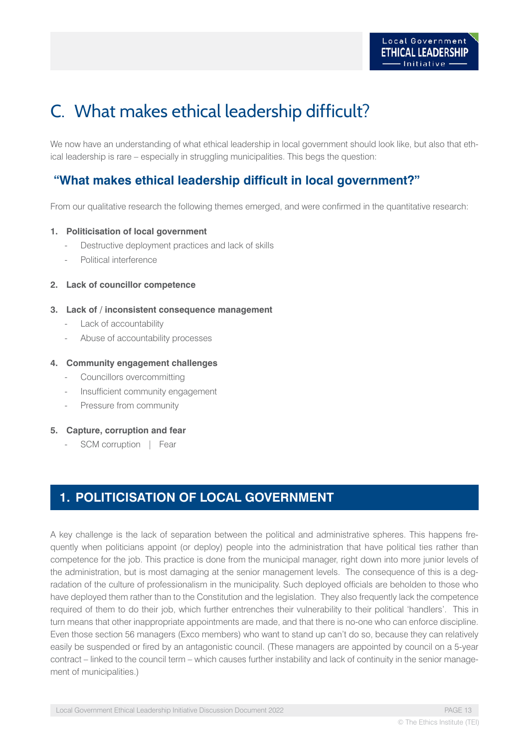# C. What makes ethical leadership difficult?

We now have an understanding of what ethical leadership in local government should look like, but also that ethical leadership is rare – especially in struggling municipalities. This begs the question:

### "What makes ethical leadership difficult in local government?"

From our qualitative research the following themes emerged, and were confirmed in the quantitative research:

1. **Politicisation of local government**
   - Destructive deployment practices and lack of skills
   - Political interference

2. **Lack of councillor competence**

3. **Lack of / inconsistent consequence management**
   - Lack of accountability
   - Abuse of accountability processes

4. **Community engagement challenges**
   - Councillors overcommitting
   - Insufficient community engagement
   - Pressure from community

5. **Capture, corruption and fear**
   - SCM corruption | Fear

## 1. POLITICISATION OF LOCAL GOVERNMENT

A key challenge is the lack of separation between the political and administrative spheres. This happens frequently when politicians appoint (or deploy) people into the administration that have political ties rather than competence for the job. This practice is done from the municipal manager, right down into more junior levels of the administration, but is most damaging at the senior management levels. The consequence of this is a degradation of the culture of professionalism in the municipality. Such deployed officials are beholden to those who have deployed them rather than to the Constitution and the legislation. They also frequently lack the competence required of them to do their job, which further entrenches their vulnerability to their political 'handlers'. This in turn means that other inappropriate appointments are made, and that there is no-one who can enforce discipline. Even those section 56 managers (Exco members) who want to stand up can't do so, because they can relatively easily be suspended or fired by an antagonistic council. (These managers are appointed by council on a 5-year contract – linked to the council term – which causes further instability and lack of continuity in the senior management of municipalities.)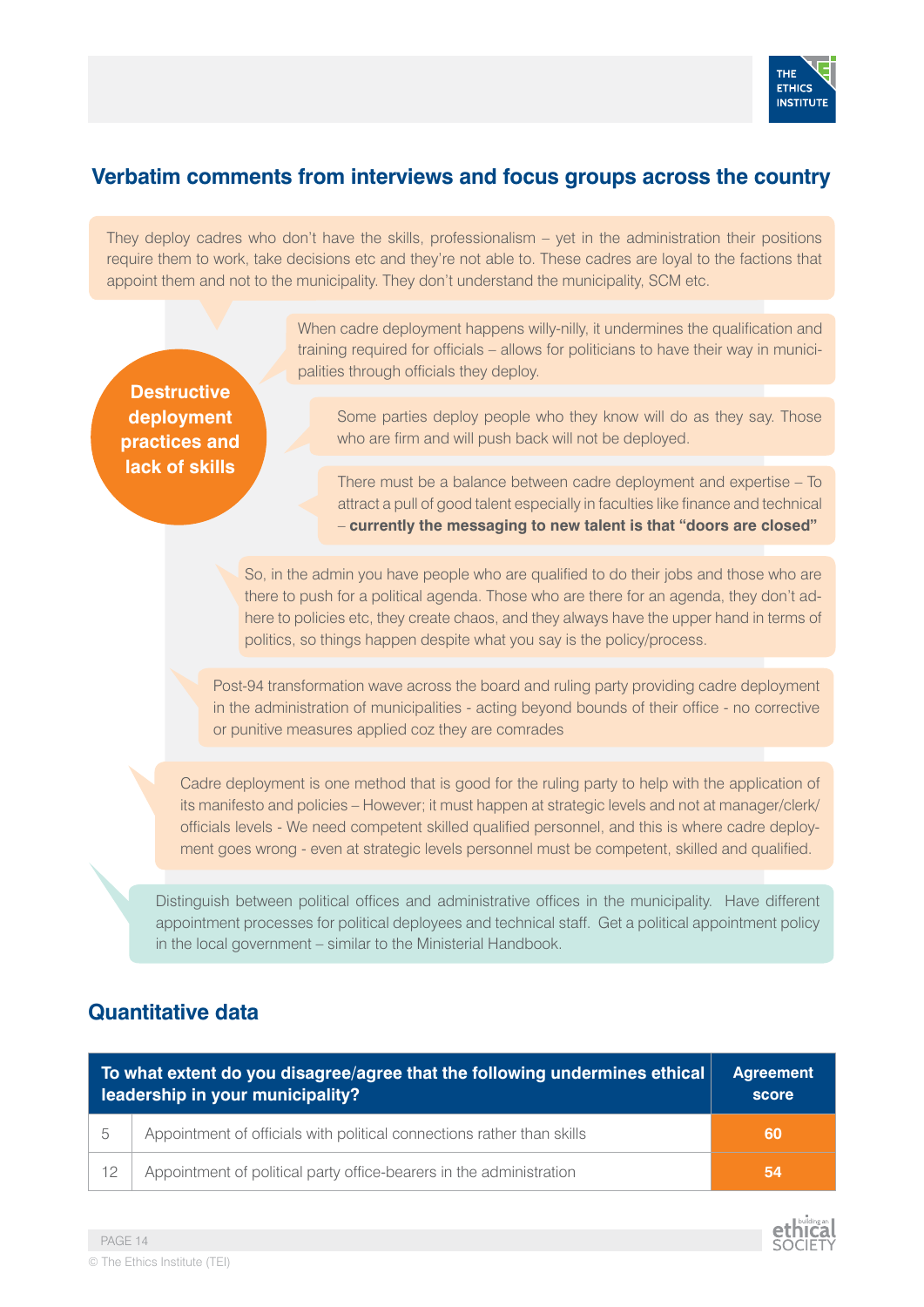## Verbatim comments from interviews and focus groups across the country

They deploy cadres who don't have the skills, professionalism – yet in the administration their positions require them to work, take decisions etc and they're not able to. These cadres are loyal to the factions that appoint them and not to the municipality. They don't understand the municipality, SCM etc.

**Destructive deployment practices and lack of skills**

When cadre deployment happens willy-nilly, it undermines the qualification and training required for officials – allows for politicians to have their way in municipalities through officials they deploy.

Some parties deploy people who they know will do as they say. Those who are firm and will push back will not be deployed.

There must be a balance between cadre deployment and expertise – To attract a pull of good talent especially in faculties like finance and technical – **currently the messaging to new talent is that "doors are closed"**

So, in the admin you have people who are qualified to do their jobs and those who are there to push for a political agenda. Those who are there for an agenda, they don't adhere to policies etc, they create chaos, and they always have the upper hand in terms of politics, so things happen despite what you say is the policy/process.

Post-94 transformation wave across the board and ruling party providing cadre deployment in the administration of municipalities - acting beyond bounds of their office - no corrective or punitive measures applied coz they are comrades

Cadre deployment is one method that is good for the ruling party to help with the application of its manifesto and policies – However; it must happen at strategic levels and not at manager/clerk/officials levels - We need competent skilled qualified personnel, and this is where cadre deployment goes wrong - even at strategic levels personnel must be competent, skilled and qualified.

Distinguish between political offices and administrative offices in the municipality. Have different appointment processes for political deployees and technical staff. Get a political appointment policy in the local government – similar to the Ministerial Handbook.

## Quantitative data

| | To what extent do you disagree/agree that the following undermines ethical leadership in your municipality? | Agreement score |
|---|---|---|
| 5 | Appointment of officials with political connections rather than skills | 60 |
| 12 | Appointment of political party office-bearers in the administration | 54 |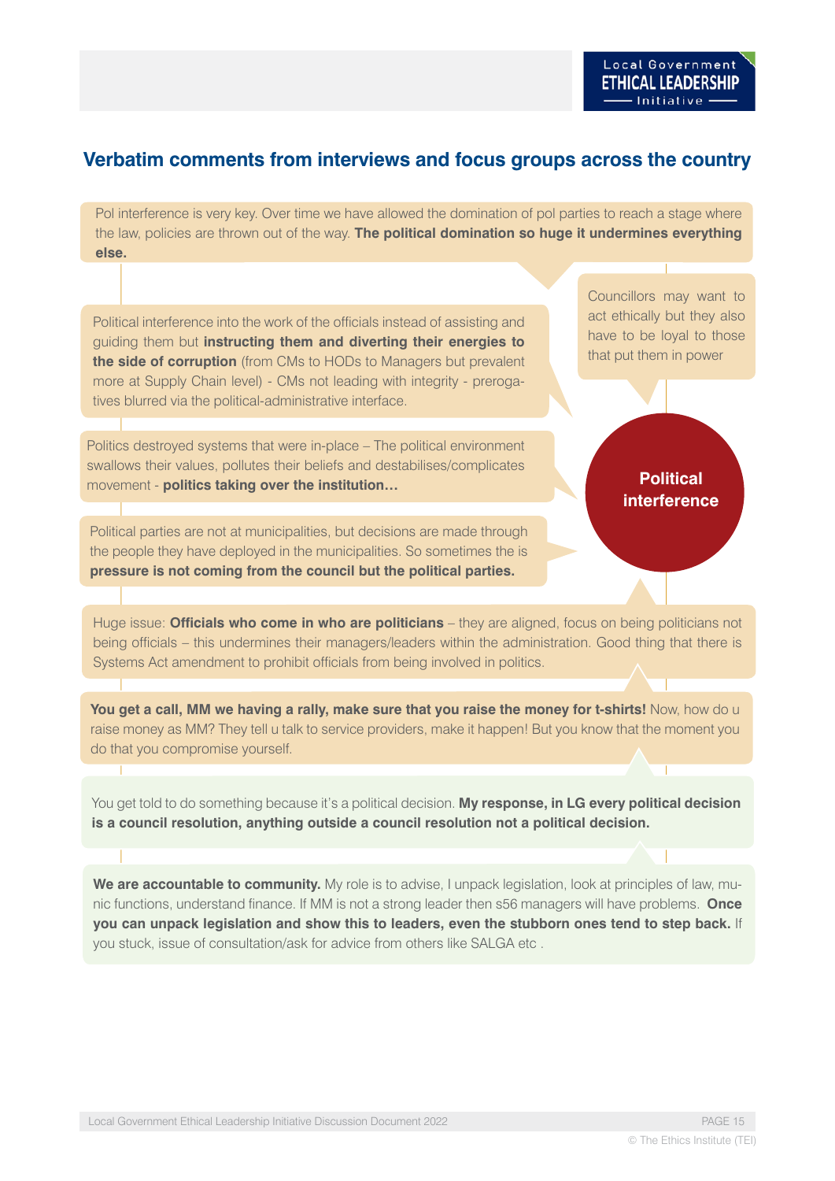## Verbatim comments from interviews and focus groups across the country

Pol interference is very key. Over time we have allowed the domination of pol parties to reach a stage where the law, policies are thrown out of the way. **The political domination so huge it undermines everything else.**

Councillors may want to act ethically but they also have to be loyal to those that put them in power

Political interference into the work of the officials instead of assisting and guiding them but **instructing them and diverting their energies to the side of corruption** (from CMs to HODs to Managers but prevalent more at Supply Chain level) - CMs not leading with integrity - prerogatives blurred via the political-administrative interface.

Politics destroyed systems that were in-place – The political environment swallows their values, pollutes their beliefs and destabilises/complicates movement - **politics taking over the institution…**

**Political interference**

Political parties are not at municipalities, but decisions are made through the people they have deployed in the municipalities. So sometimes the is **pressure is not coming from the council but the political parties.**

Huge issue: **Officials who come in who are politicians** – they are aligned, focus on being politicians not being officials – this undermines their managers/leaders within the administration. Good thing that there is Systems Act amendment to prohibit officials from being involved in politics.

**You get a call, MM we having a rally, make sure that you raise the money for t-shirts!** Now, how do u raise money as MM? They tell u talk to service providers, make it happen! But you know that the moment you do that you compromise yourself.

You get told to do something because it's a political decision. **My response, in LG every political decision is a council resolution, anything outside a council resolution not a political decision.**

**We are accountable to community.** My role is to advise, I unpack legislation, look at principles of law, munic functions, understand finance. If MM is not a strong leader then s56 managers will have problems. **Once you can unpack legislation and show this to leaders, even the stubborn ones tend to step back.** If you stuck, issue of consultation/ask for advice from others like SALGA etc .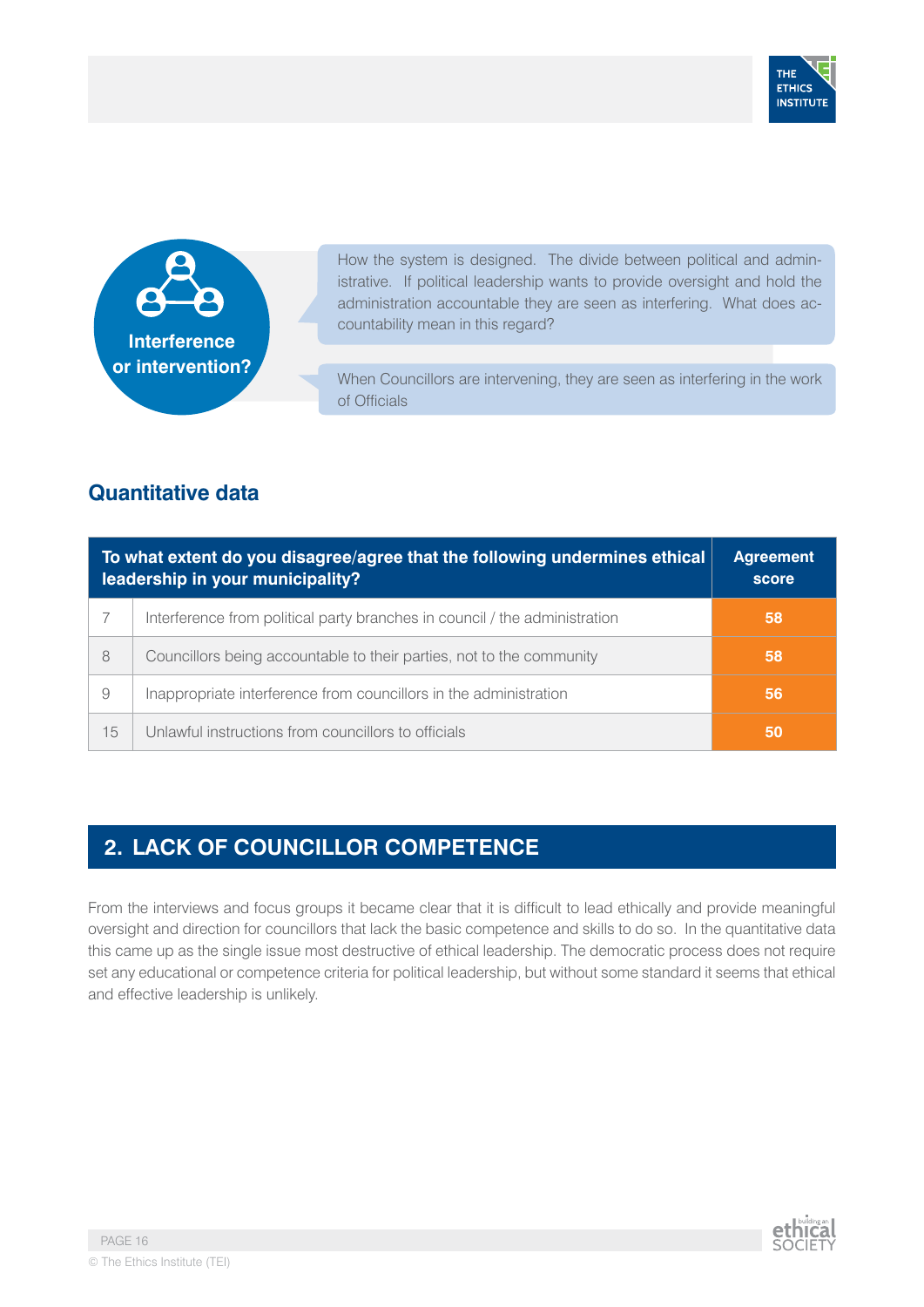**Interference or intervention?**

How the system is designed. The divide between political and administrative. If political leadership wants to provide oversight and hold the administration accountable they are seen as interfering. What does accountability mean in this regard?

When Councillors are intervening, they are seen as interfering in the work of Officials

## Quantitative data

| | To what extent do you disagree/agree that the following undermines ethical leadership in your municipality? | Agreement score |
|---|---|---|
| 7 | Interference from political party branches in council / the administration | 58 |
| 8 | Councillors being accountable to their parties, not to the community | 58 |
| 9 | Inappropriate interference from councillors in the administration | 56 |
| 15 | Unlawful instructions from councillors to officials | 50 |

## 2. LACK OF COUNCILLOR COMPETENCE

From the interviews and focus groups it became clear that it is difficult to lead ethically and provide meaningful oversight and direction for councillors that lack the basic competence and skills to do so. In the quantitative data this came up as the single issue most destructive of ethical leadership. The democratic process does not require set any educational or competence criteria for political leadership, but without some standard it seems that ethical and effective leadership is unlikely.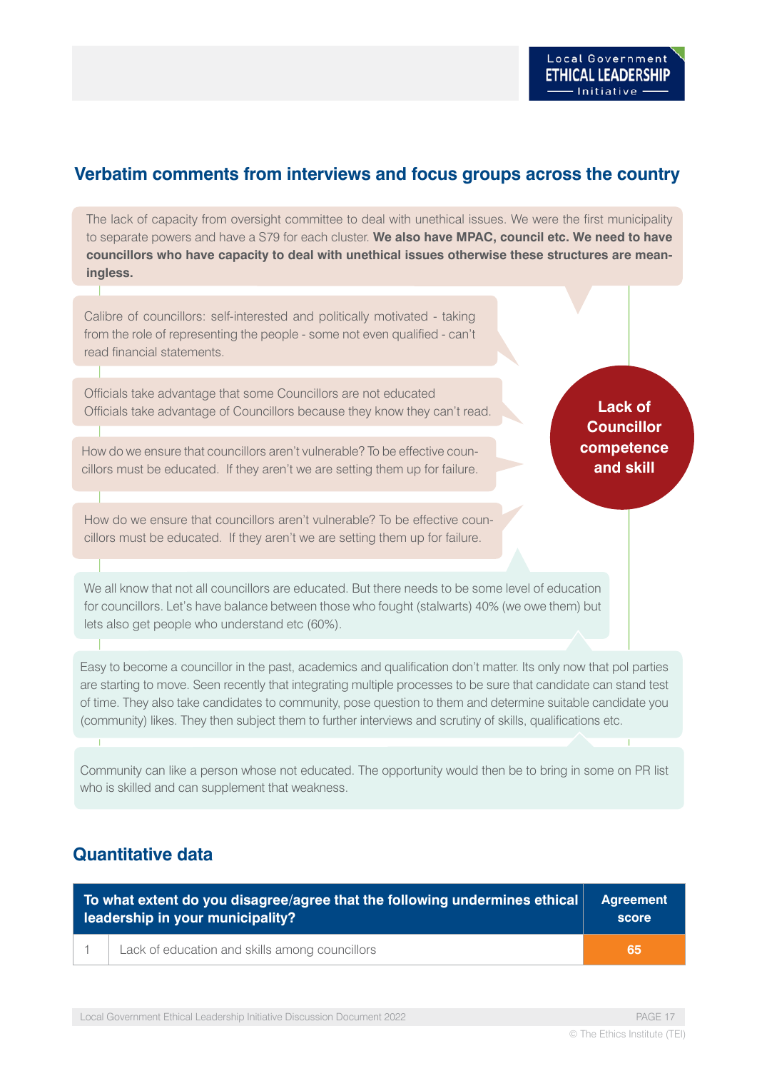## Verbatim comments from interviews and focus groups across the country

The lack of capacity from oversight committee to deal with unethical issues. We were the first municipality to separate powers and have a S79 for each cluster. **We also have MPAC, council etc. We need to have councillors who have capacity to deal with unethical issues otherwise these structures are meaningless.**

Calibre of councillors: self-interested and politically motivated - taking from the role of representing the people - some not even qualified - can't read financial statements.

Officials take advantage that some Councillors are not educated
Officials take advantage of Councillors because they know they can't read.

How do we ensure that councillors aren't vulnerable? To be effective councillors must be educated. If they aren't we are setting them up for failure.

How do we ensure that councillors aren't vulnerable? To be effective councillors must be educated. If they aren't we are setting them up for failure.

**Lack of Councillor competence and skill**

We all know that not all councillors are educated. But there needs to be some level of education for councillors. Let's have balance between those who fought (stalwarts) 40% (we owe them) but lets also get people who understand etc (60%).

Easy to become a councillor in the past, academics and qualification don't matter. Its only now that pol parties are starting to move. Seen recently that integrating multiple processes to be sure that candidate can stand test of time. They also take candidates to community, pose question to them and determine suitable candidate you (community) likes. They then subject them to further interviews and scrutiny of skills, qualifications etc.

Community can like a person whose not educated. The opportunity would then be to bring in some on PR list who is skilled and can supplement that weakness.

## Quantitative data

| | To what extent do you disagree/agree that the following undermines ethical leadership in your municipality? | Agreement score |
|---|---|---|
| 1 | Lack of education and skills among councillors | 65 |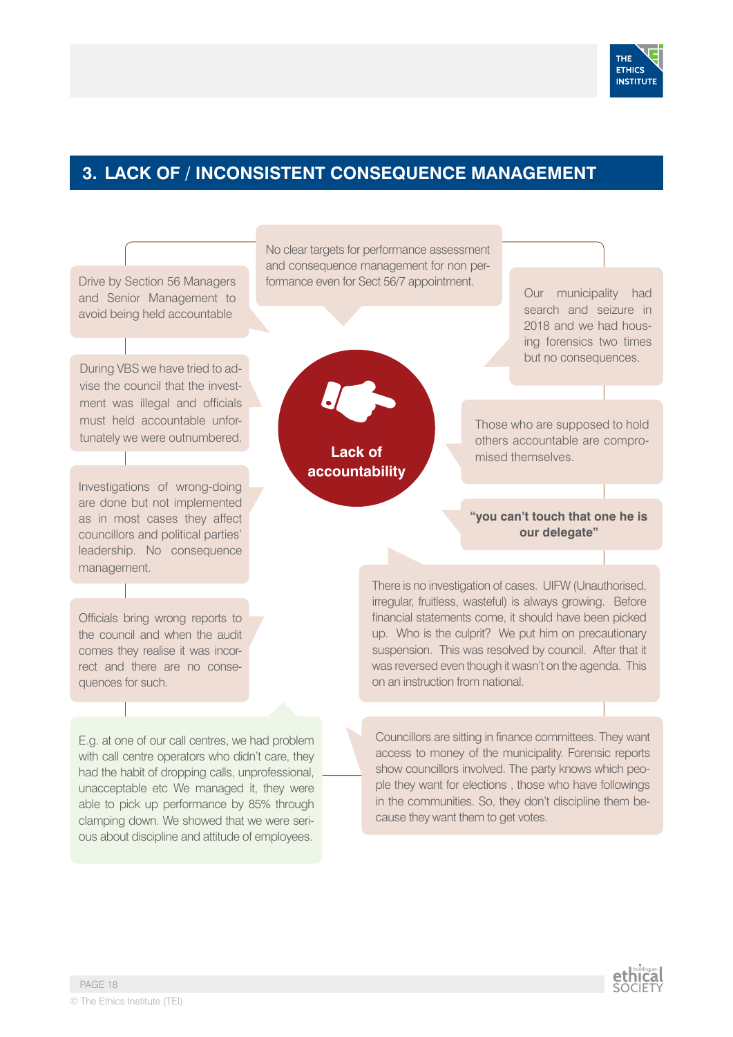## 3. LACK OF / INCONSISTENT CONSEQUENCE MANAGEMENT

**Lack of accountability**

Drive by Section 56 Managers and Senior Management to avoid being held accountable

No clear targets for performance assessment and consequence management for non performance even for Sect 56/7 appointment.

Our municipality had search and seizure in 2018 and we had housing forensics two times but no consequences.

During VBS we have tried to advise the council that the investment was illegal and officials must held accountable unfortunately we were outnumbered.

Those who are supposed to hold others accountable are compromised themselves.

Investigations of wrong-doing are done but not implemented as in most cases they affect councillors and political parties' leadership. No consequence management.

**"you can't touch that one he is our delegate"**

Officials bring wrong reports to the council and when the audit comes they realise it was incorrect and there are no consequences for such.

There is no investigation of cases. UIFW (Unauthorised, irregular, fruitless, wasteful) is always growing. Before financial statements come, it should have been picked up. Who is the culprit? We put him on precautionary suspension. This was resolved by council. After that it was reversed even though it wasn't on the agenda. This on an instruction from national.

E.g. at one of our call centres, we had problem with call centre operators who didn't care, they had the habit of dropping calls, unprofessional, unacceptable etc We managed it, they were able to pick up performance by 85% through clamping down. We showed that we were serious about discipline and attitude of employees.

Councillors are sitting in finance committees. They want access to money of the municipality. Forensic reports show councillors involved. The party knows which people they want for elections , those who have followings in the communities. So, they don't discipline them because they want them to get votes.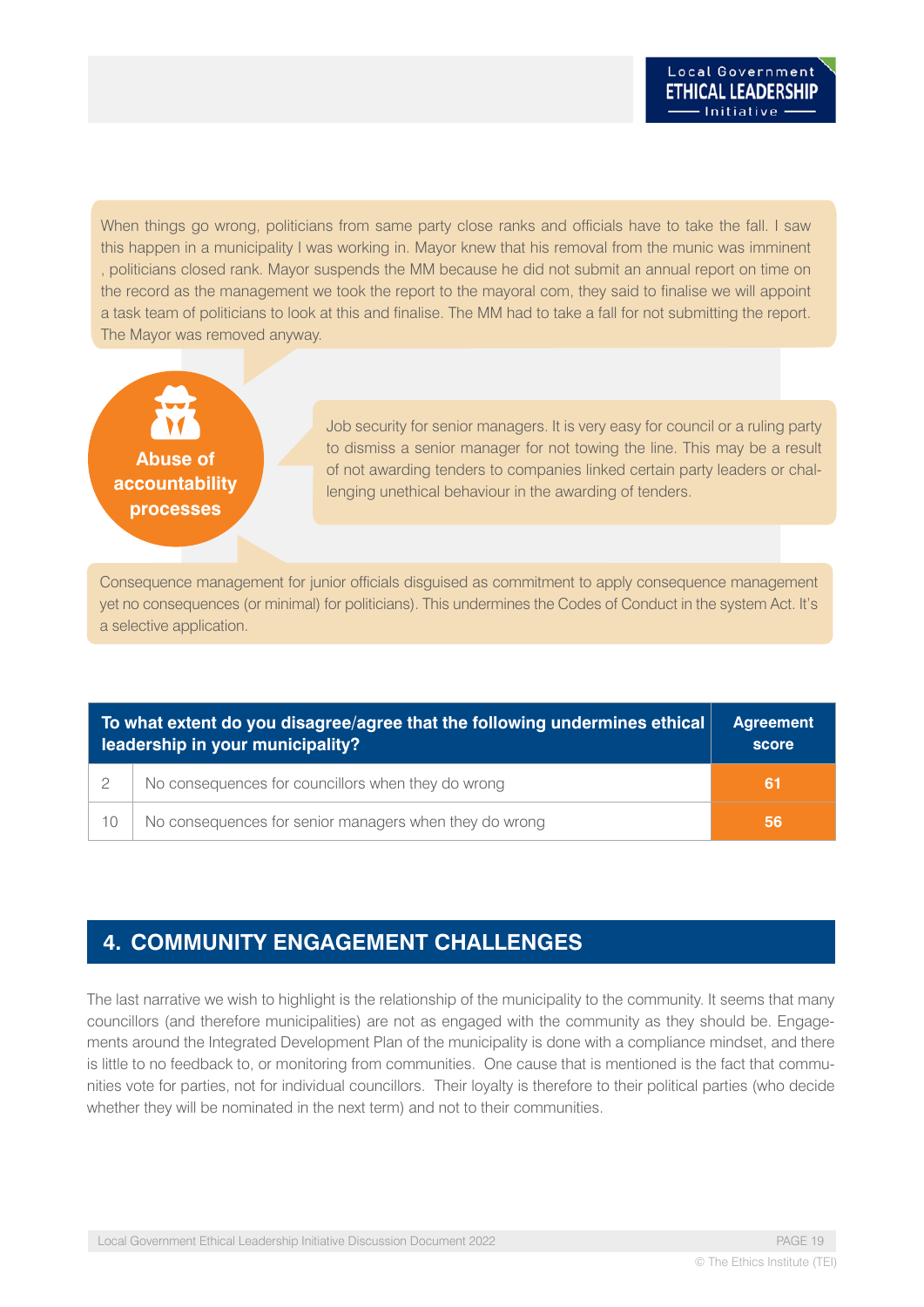When things go wrong, politicians from same party close ranks and officials have to take the fall. I saw this happen in a municipality I was working in. Mayor knew that his removal from the munic was imminent , politicians closed rank. Mayor suspends the MM because he did not submit an annual report on time on the record as the management we took the report to the mayoral com, they said to finalise we will appoint a task team of politicians to look at this and finalise. The MM had to take a fall for not submitting the report. The Mayor was removed anyway.

**Abuse of accountability processes**

Job security for senior managers. It is very easy for council or a ruling party to dismiss a senior manager for not towing the line. This may be a result of not awarding tenders to companies linked certain party leaders or challenging unethical behaviour in the awarding of tenders.

Consequence management for junior officials disguised as commitment to apply consequence management yet no consequences (or minimal) for politicians). This undermines the Codes of Conduct in the system Act. It's a selective application.

| To what extent do you disagree/agree that the following undermines ethical leadership in your municipality? | | Agreement score |
|---|---|---|
| 2 | No consequences for councillors when they do wrong | 61 |
| 10 | No consequences for senior managers when they do wrong | 56 |

## 4. COMMUNITY ENGAGEMENT CHALLENGES

The last narrative we wish to highlight is the relationship of the municipality to the community. It seems that many councillors (and therefore municipalities) are not as engaged with the community as they should be. Engagements around the Integrated Development Plan of the municipality is done with a compliance mindset, and there is little to no feedback to, or monitoring from communities. One cause that is mentioned is the fact that communities vote for parties, not for individual councillors. Their loyalty is therefore to their political parties (who decide whether they will be nominated in the next term) and not to their communities.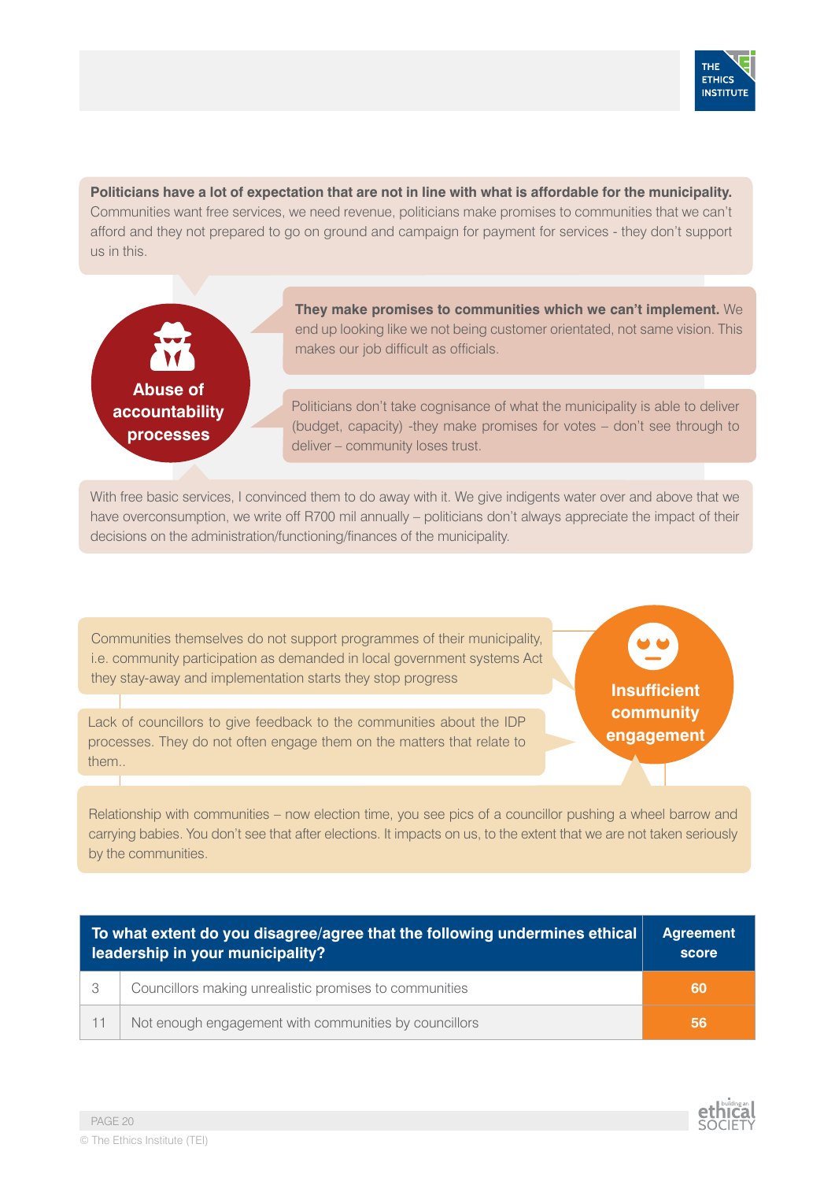**Politicians have a lot of expectation that are not in line with what is affordable for the municipality.** Communities want free services, we need revenue, politicians make promises to communities that we can't afford and they not prepared to go on ground and campaign for payment for services - they don't support us in this.

**Abuse of accountability processes**

**They make promises to communities which we can't implement.** We end up looking like we not being customer orientated, not same vision. This makes our job difficult as officials.

Politicians don't take cognisance of what the municipality is able to deliver (budget, capacity) -they make promises for votes – don't see through to deliver – community loses trust.

With free basic services, I convinced them to do away with it. We give indigents water over and above that we have overconsumption, we write off R700 mil annually – politicians don't always appreciate the impact of their decisions on the administration/functioning/finances of the municipality.

**Insufficient community engagement**

Communities themselves do not support programmes of their municipality, i.e. community participation as demanded in local government systems Act they stay-away and implementation starts they stop progress

Lack of councillors to give feedback to the communities about the IDP processes. They do not often engage them on the matters that relate to them..

Relationship with communities – now election time, you see pics of a councillor pushing a wheel barrow and carrying babies. You don't see that after elections. It impacts on us, to the extent that we are not taken seriously by the communities.

| | To what extent do you disagree/agree that the following undermines ethical leadership in your municipality? | Agreement score |
|---|---|---|
| 3 | Councillors making unrealistic promises to communities | 60 |
| 11 | Not enough engagement with communities by councillors | 56 |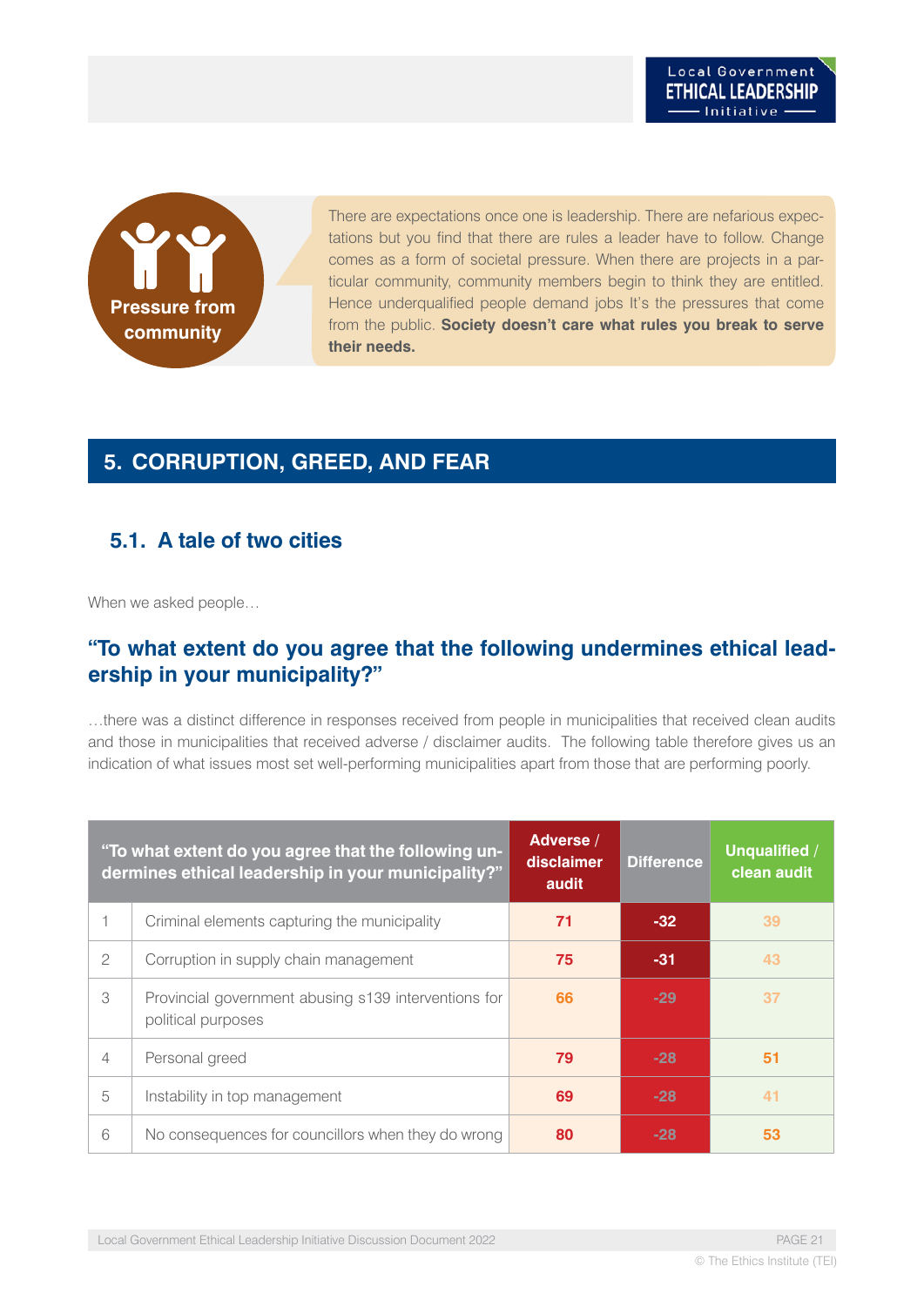**Pressure from community**

There are expectations once one is leadership. There are nefarious expectations but you find that there are rules a leader have to follow. Change comes as a form of societal pressure. When there are projects in a particular community, community members begin to think they are entitled. Hence underqualified people demand jobs It's the pressures that come from the public. **Society doesn't care what rules you break to serve their needs.**

## 5. CORRUPTION, GREED, AND FEAR

### 5.1. A tale of two cities

When we asked people…

### "To what extent do you agree that the following undermines ethical leadership in your municipality?"

…there was a distinct difference in responses received from people in municipalities that received clean audits and those in municipalities that received adverse / disclaimer audits. The following table therefore gives us an indication of what issues most set well-performing municipalities apart from those that are performing poorly.

| | "To what extent do you agree that the following undermines ethical leadership in your municipality?" | Adverse / disclaimer audit | Difference | Unqualified / clean audit |
|---|---|---|---|---|
| 1 | Criminal elements capturing the municipality | 71 | -32 | 39 |
| 2 | Corruption in supply chain management | 75 | -31 | 43 |
| 3 | Provincial government abusing s139 interventions for political purposes | 66 | -29 | 37 |
| 4 | Personal greed | 79 | -28 | 51 |
| 5 | Instability in top management | 69 | -28 | 41 |
| 6 | No consequences for councillors when they do wrong | 80 | -28 | 53 |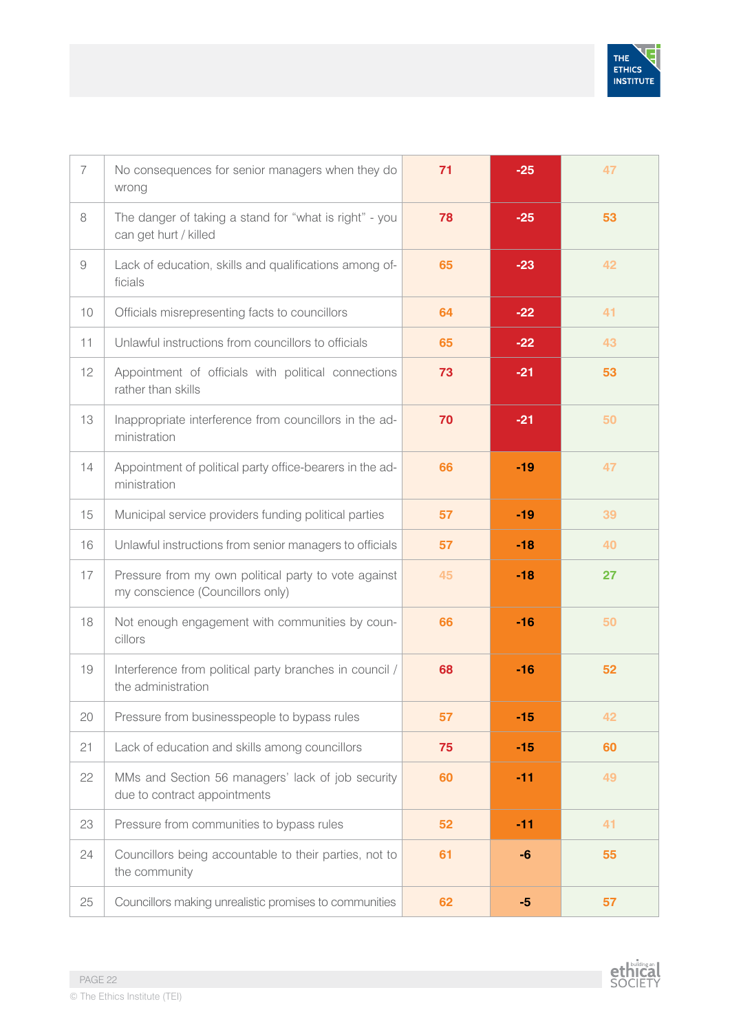| | | | | |
|---|---|---|---|---|
| 7 | No consequences for senior managers when they do wrong | 71 | -25 | 47 |
| 8 | The danger of taking a stand for "what is right" - you can get hurt / killed | 78 | -25 | 53 |
| 9 | Lack of education, skills and qualifications among officials | 65 | -23 | 42 |
| 10 | Officials misrepresenting facts to councillors | 64 | -22 | 41 |
| 11 | Unlawful instructions from councillors to officials | 65 | -22 | 43 |
| 12 | Appointment of officials with political connections rather than skills | 73 | -21 | 53 |
| 13 | Inappropriate interference from councillors in the administration | 70 | -21 | 50 |
| 14 | Appointment of political party office-bearers in the administration | 66 | -19 | 47 |
| 15 | Municipal service providers funding political parties | 57 | -19 | 39 |
| 16 | Unlawful instructions from senior managers to officials | 57 | -18 | 40 |
| 17 | Pressure from my own political party to vote against my conscience (Councillors only) | 45 | -18 | 27 |
| 18 | Not enough engagement with communities by councillors | 66 | -16 | 50 |
| 19 | Interference from political party branches in council / the administration | 68 | -16 | 52 |
| 20 | Pressure from businesspeople to bypass rules | 57 | -15 | 42 |
| 21 | Lack of education and skills among councillors | 75 | -15 | 60 |
| 22 | MMs and Section 56 managers' lack of job security due to contract appointments | 60 | -11 | 49 |
| 23 | Pressure from communities to bypass rules | 52 | -11 | 41 |
| 24 | Councillors being accountable to their parties, not to the community | 61 | -6 | 55 |
| 25 | Councillors making unrealistic promises to communities | 62 | -5 | 57 |

© The Ethics Institute (TEI)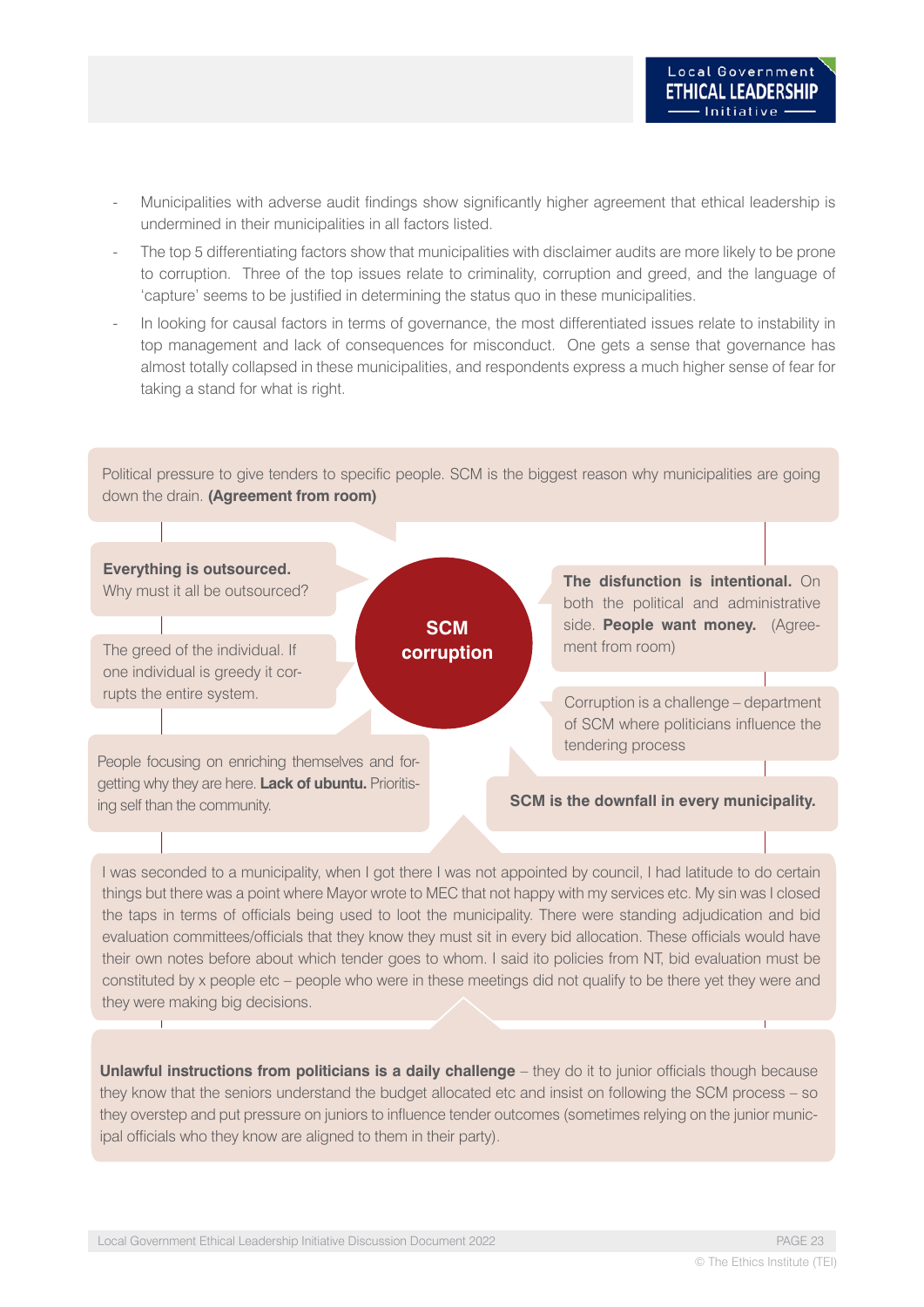- Municipalities with adverse audit findings show significantly higher agreement that ethical leadership is undermined in their municipalities in all factors listed.
- The top 5 differentiating factors show that municipalities with disclaimer audits are more likely to be prone to corruption. Three of the top issues relate to criminality, corruption and greed, and the language of 'capture' seems to be justified in determining the status quo in these municipalities.
- In looking for causal factors in terms of governance, the most differentiated issues relate to instability in top management and lack of consequences for misconduct. One gets a sense that governance has almost totally collapsed in these municipalities, and respondents express a much higher sense of fear for taking a stand for what is right.

**SCM corruption**

Political pressure to give tenders to specific people. SCM is the biggest reason why municipalities are going down the drain. **(Agreement from room)**

**Everything is outsourced.** Why must it all be outsourced?

The greed of the individual. If one individual is greedy it corrupts the entire system.

People focusing on enriching themselves and forgetting why they are here. **Lack of ubuntu.** Prioritising self than the community.

**The disfunction is intentional.** On both the political and administrative side. **People want money.** (Agreement from room)

Corruption is a challenge – department of SCM where politicians influence the tendering process

**SCM is the downfall in every municipality.**

I was seconded to a municipality, when I got there I was not appointed by council, I had latitude to do certain things but there was a point where Mayor wrote to MEC that not happy with my services etc. My sin was I closed the taps in terms of officials being used to loot the municipality. There were standing adjudication and bid evaluation committees/officials that they know they must sit in every bid allocation. These officials would have their own notes before about which tender goes to whom. I said ito policies from NT, bid evaluation must be constituted by x people etc – people who were in these meetings did not qualify to be there yet they were and they were making big decisions.

**Unlawful instructions from politicians is a daily challenge** – they do it to junior officials though because they know that the seniors understand the budget allocated etc and insist on following the SCM process – so they overstep and put pressure on juniors to influence tender outcomes (sometimes relying on the junior municipal officials who they know are aligned to them in their party).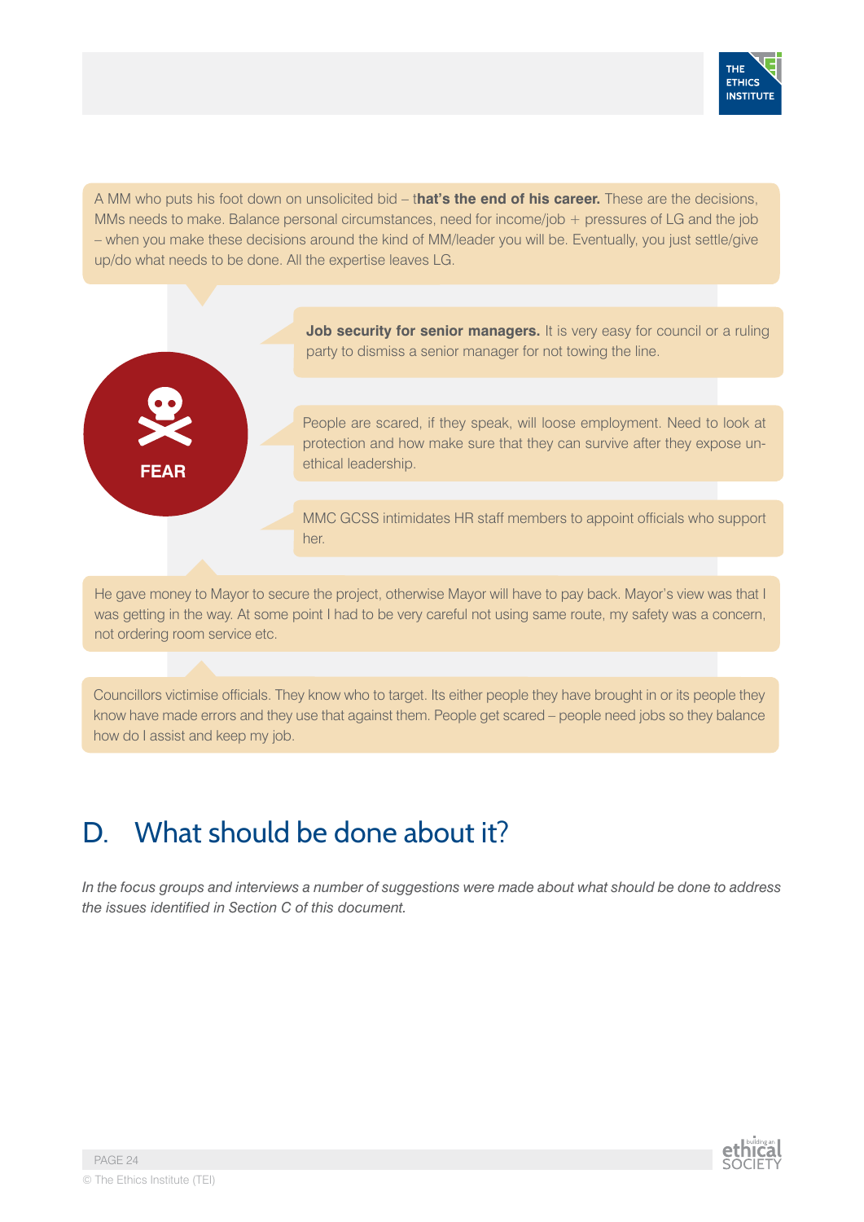A MM who puts his foot down on unsolicited bid – t**hat's the end of his career.** These are the decisions, MMs needs to make. Balance personal circumstances, need for income/job + pressures of LG and the job – when you make these decisions around the kind of MM/leader you will be. Eventually, you just settle/give up/do what needs to be done. All the expertise leaves LG.

**FEAR**

**Job security for senior managers.** It is very easy for council or a ruling party to dismiss a senior manager for not towing the line.

People are scared, if they speak, will loose employment. Need to look at protection and how make sure that they can survive after they expose un-ethical leadership.

MMC GCSS intimidates HR staff members to appoint officials who support her.

He gave money to Mayor to secure the project, otherwise Mayor will have to pay back. Mayor's view was that I was getting in the way. At some point I had to be very careful not using same route, my safety was a concern, not ordering room service etc.

Councillors victimise officials. They know who to target. Its either people they have brought in or its people they know have made errors and they use that against them. People get scared – people need jobs so they balance how do I assist and keep my job.

## D. What should be done about it?

*In the focus groups and interviews a number of suggestions were made about what should be done to address the issues identified in Section C of this document.*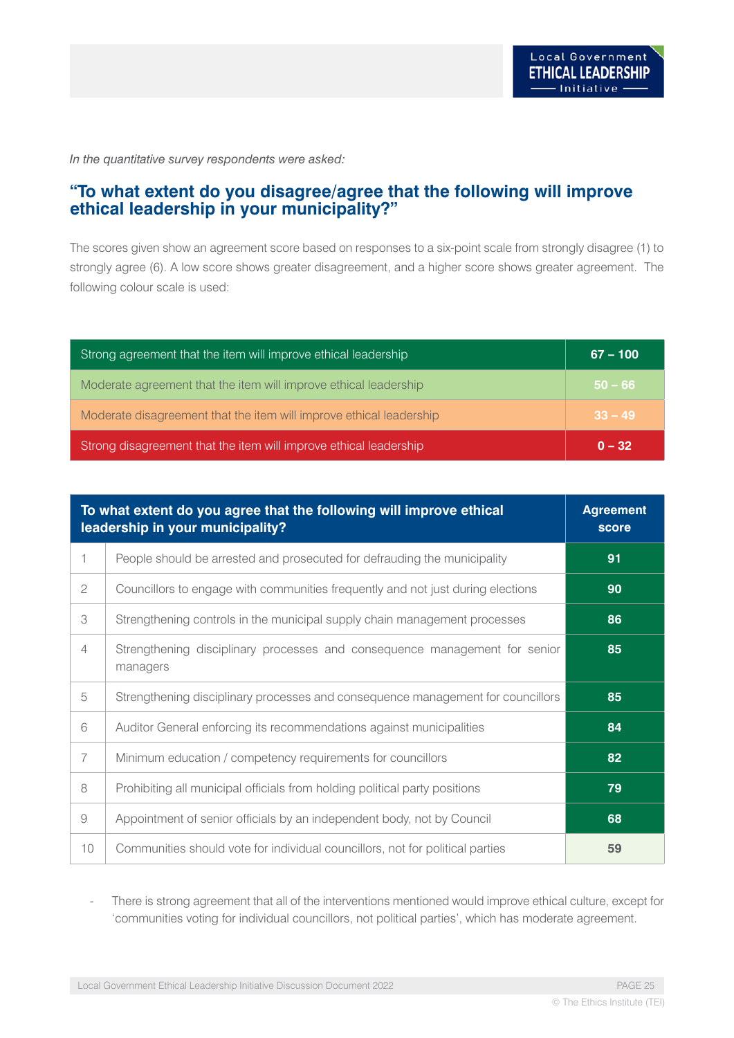*In the quantitative survey respondents were asked:*

## "To what extent do you disagree/agree that the following will improve ethical leadership in your municipality?"

The scores given show an agreement score based on responses to a six-point scale from strongly disagree (1) to strongly agree (6). A low score shows greater disagreement, and a higher score shows greater agreement. The following colour scale is used:

| Description | Score |
|---|---|
| Strong agreement that the item will improve ethical leadership | **67 – 100** |
| Moderate agreement that the item will improve ethical leadership | **50 – 66** |
| Moderate disagreement that the item will improve ethical leadership | **33 – 49** |
| Strong disagreement that the item will improve ethical leadership | **0 – 32** |

| | **To what extent do you agree that the following will improve ethical leadership in your municipality?** | **Agreement score** |
|---|---|---|
| 1 | People should be arrested and prosecuted for defrauding the municipality | **91** |
| 2 | Councillors to engage with communities frequently and not just during elections | **90** |
| 3 | Strengthening controls in the municipal supply chain management processes | **86** |
| 4 | Strengthening disciplinary processes and consequence management for senior managers | **85** |
| 5 | Strengthening disciplinary processes and consequence management for councillors | **85** |
| 6 | Auditor General enforcing its recommendations against municipalities | **84** |
| 7 | Minimum education / competency requirements for councillors | **82** |
| 8 | Prohibiting all municipal officials from holding political party positions | **79** |
| 9 | Appointment of senior officials by an independent body, not by Council | **68** |
| 10 | Communities should vote for individual councillors, not for political parties | **59** |

- There is strong agreement that all of the interventions mentioned would improve ethical culture, except for 'communities voting for individual councillors, not political parties', which has moderate agreement.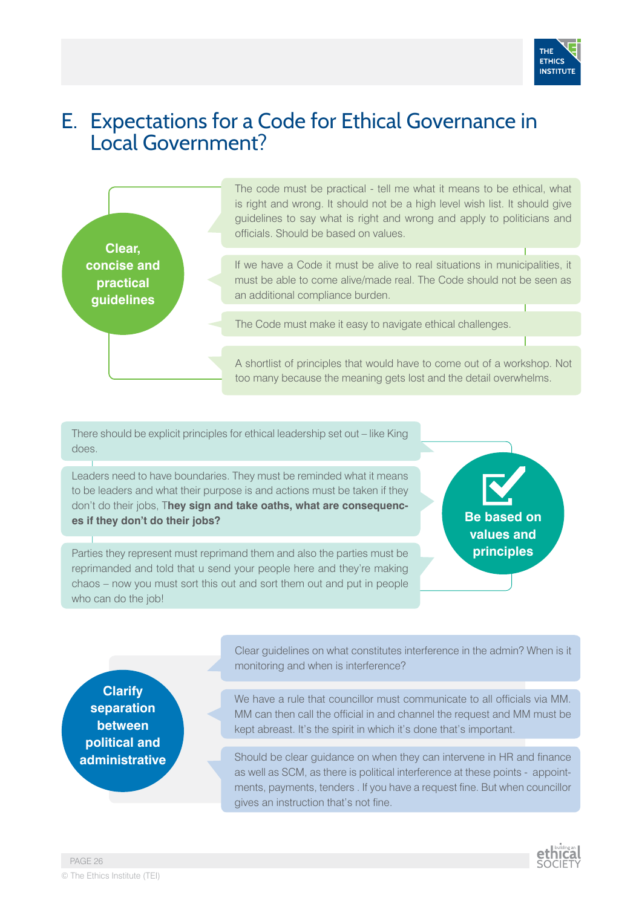## E. Expectations for a Code for Ethical Governance in Local Government?

**Clear, concise and practical guidelines**

- The code must be practical - tell me what it means to be ethical, what is right and wrong. It should not be a high level wish list. It should give guidelines to say what is right and wrong and apply to politicians and officials. Should be based on values.
- If we have a Code it must be alive to real situations in municipalities, it must be able to come alive/made real. The Code should not be seen as an additional compliance burden.
- The Code must make it easy to navigate ethical challenges.
- A shortlist of principles that would have to come out of a workshop. Not too many because the meaning gets lost and the detail overwhelms.

**Be based on values and principles**

- There should be explicit principles for ethical leadership set out – like King does.
- Leaders need to have boundaries. They must be reminded what it means to be leaders and what their purpose is and actions must be taken if they don't do their jobs, T**hey sign and take oaths, what are consequences if they don't do their jobs?**
- Parties they represent must reprimand them and also the parties must be reprimanded and told that u send your people here and they're making chaos – now you must sort this out and sort them out and put in people who can do the job!

**Clarify separation between political and administrative**

- Clear guidelines on what constitutes interference in the admin? When is it monitoring and when is interference?
- We have a rule that councillor must communicate to all officials via MM. MM can then call the official in and channel the request and MM must be kept abreast. It's the spirit in which it's done that's important.
- Should be clear guidance on when they can intervene in HR and finance as well as SCM, as there is political interference at these points - appointments, payments, tenders . If you have a request fine. But when councillor gives an instruction that's not fine.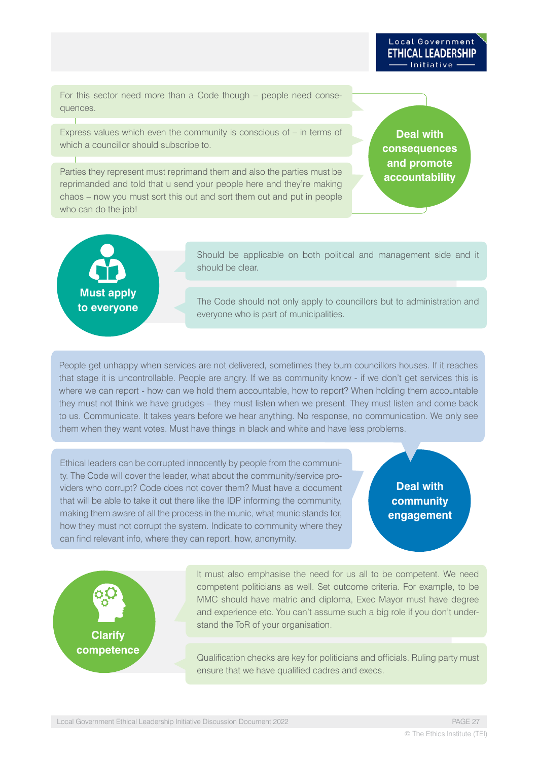## Deal with consequences and promote accountability

For this sector need more than a Code though – people need consequences.

Express values which even the community is conscious of – in terms of which a councillor should subscribe to.

Parties they represent must reprimand them and also the parties must be reprimanded and told that u send your people here and they're making chaos – now you must sort this out and sort them out and put in people who can do the job!

## Must apply to everyone

Should be applicable on both political and management side and it should be clear.

The Code should not only apply to councillors but to administration and everyone who is part of municipalities.

## Deal with community engagement

People get unhappy when services are not delivered, sometimes they burn councillors houses. If it reaches that stage it is uncontrollable. People are angry. If we as community know - if we don't get services this is where we can report - how can we hold them accountable, how to report? When holding them accountable they must not think we have grudges – they must listen when we present. They must listen and come back to us. Communicate. It takes years before we hear anything. No response, no communication. We only see them when they want votes. Must have things in black and white and have less problems.

Ethical leaders can be corrupted innocently by people from the community. The Code will cover the leader, what about the community/service providers who corrupt? Code does not cover them? Must have a document that will be able to take it out there like the IDP informing the community, making them aware of all the process in the munic, what munic stands for, how they must not corrupt the system. Indicate to community where they can find relevant info, where they can report, how, anonymity.

## Clarify competence

It must also emphasise the need for us all to be competent. We need competent politicians as well. Set outcome criteria. For example, to be MMC should have matric and diploma, Exec Mayor must have degree and experience etc. You can't assume such a big role if you don't understand the ToR of your organisation.

Qualification checks are key for politicians and officials. Ruling party must ensure that we have qualified cadres and execs.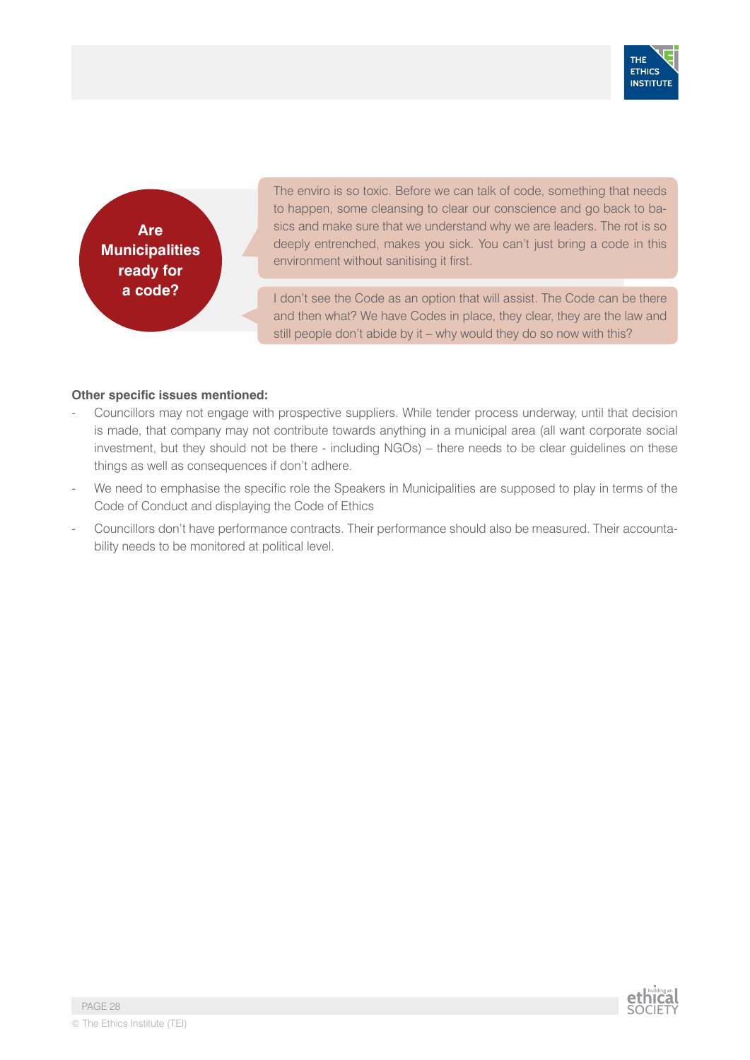**Are Municipalities ready for a code?**

> The enviro is so toxic. Before we can talk of code, something that needs to happen, some cleansing to clear our conscience and go back to basics and make sure that we understand why we are leaders. The rot is so deeply entrenched, makes you sick. You can't just bring a code in this environment without sanitising it first.

> I don't see the Code as an option that will assist. The Code can be there and then what? We have Codes in place, they clear, they are the law and still people don't abide by it – why would they do so now with this?

**Other specific issues mentioned:**

- Councillors may not engage with prospective suppliers. While tender process underway, until that decision is made, that company may not contribute towards anything in a municipal area (all want corporate social investment, but they should not be there - including NGOs) – there needs to be clear guidelines on these things as well as consequences if don't adhere.
- We need to emphasise the specific role the Speakers in Municipalities are supposed to play in terms of the Code of Conduct and displaying the Code of Ethics
- Councillors don't have performance contracts. Their performance should also be measured. Their accountability needs to be monitored at political level.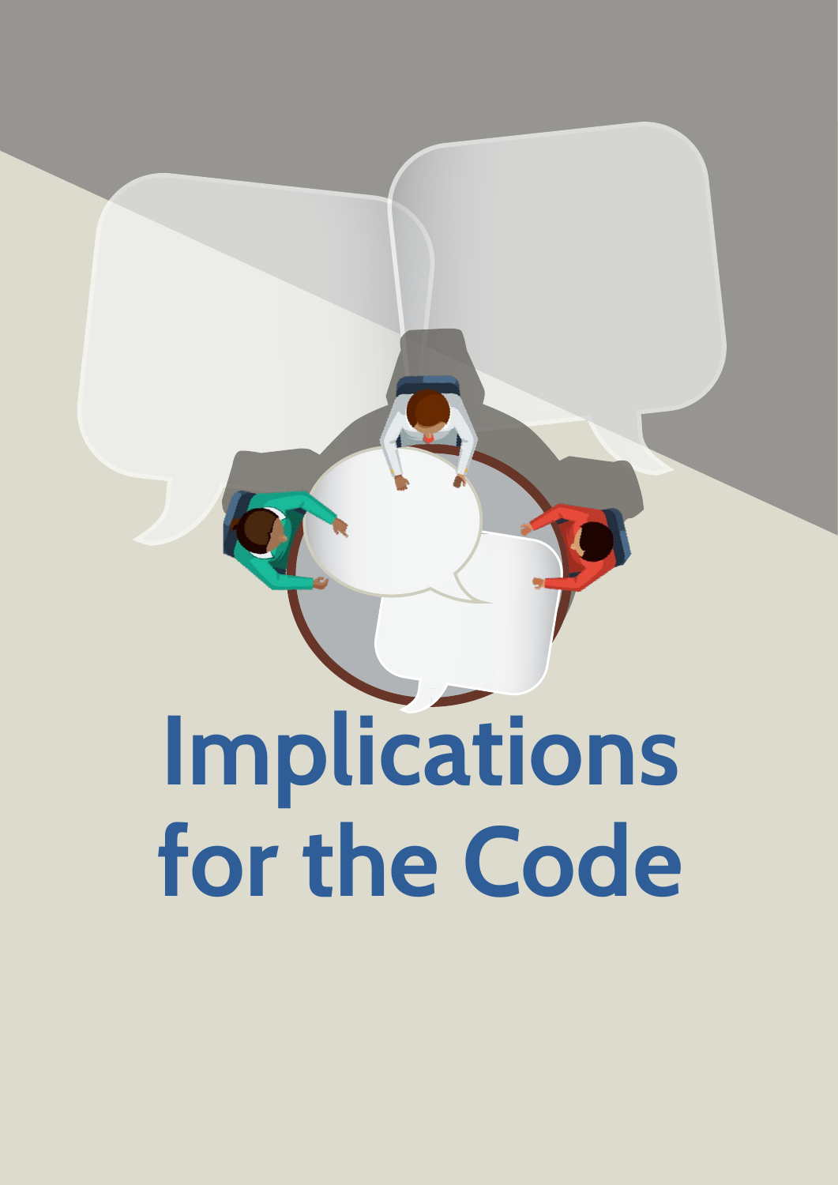# Implications for the Code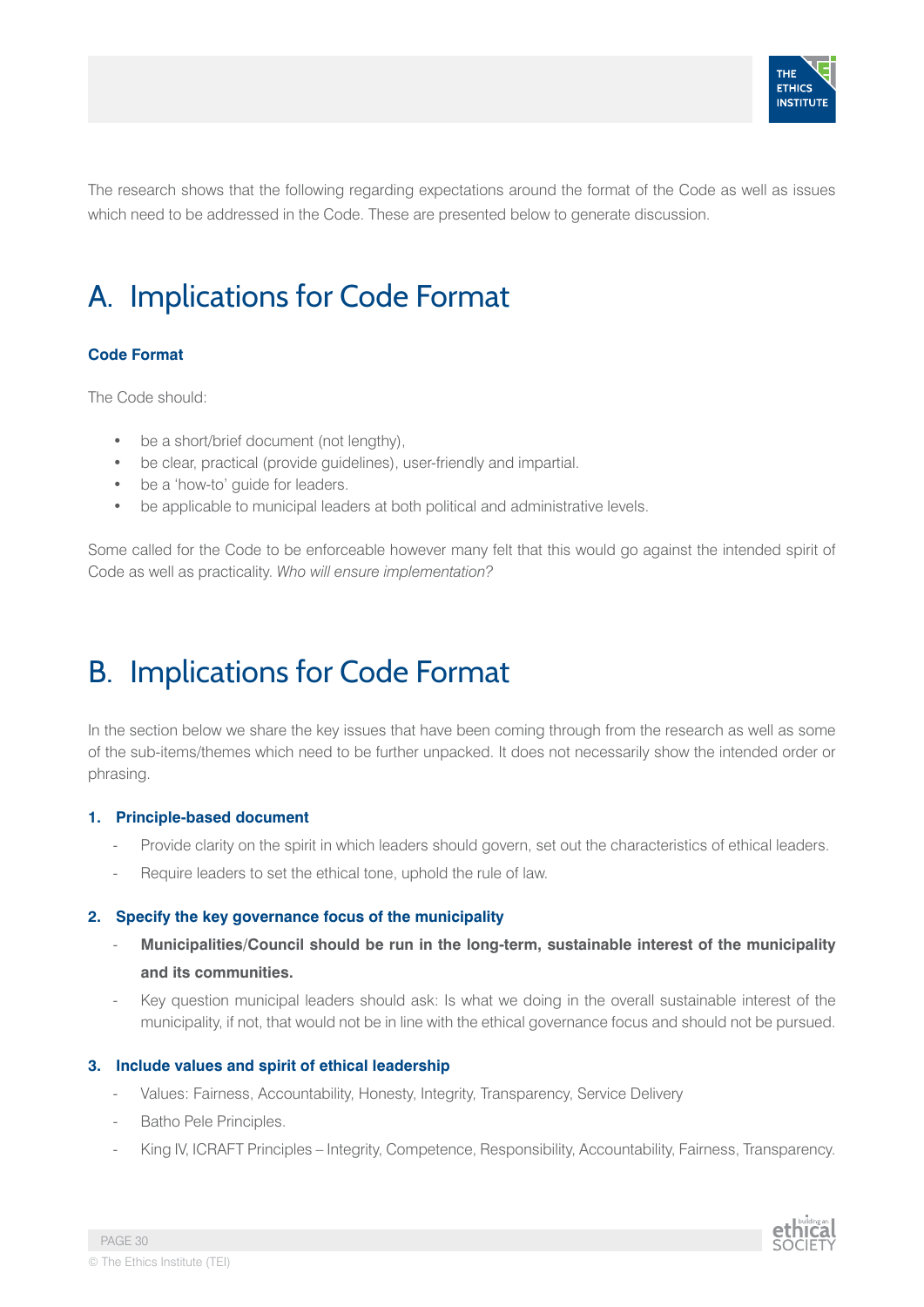The research shows that the following regarding expectations around the format of the Code as well as issues which need to be addressed in the Code. These are presented below to generate discussion.

# A. Implications for Code Format

### Code Format

The Code should:

- be a short/brief document (not lengthy),
- be clear, practical (provide guidelines), user-friendly and impartial.
- be a 'how-to' guide for leaders.
- be applicable to municipal leaders at both political and administrative levels.

Some called for the Code to be enforceable however many felt that this would go against the intended spirit of Code as well as practicality. *Who will ensure implementation?*

# B. Implications for Code Format

In the section below we share the key issues that have been coming through from the research as well as some of the sub-items/themes which need to be further unpacked. It does not necessarily show the intended order or phrasing.

### 1. Principle-based document

- Provide clarity on the spirit in which leaders should govern, set out the characteristics of ethical leaders.
- Require leaders to set the ethical tone, uphold the rule of law.

### 2. Specify the key governance focus of the municipality

- **Municipalities/Council should be run in the long-term, sustainable interest of the municipality and its communities.**
- Key question municipal leaders should ask: Is what we doing in the overall sustainable interest of the municipality, if not, that would not be in line with the ethical governance focus and should not be pursued.

### 3. Include values and spirit of ethical leadership

- Values: Fairness, Accountability, Honesty, Integrity, Transparency, Service Delivery
- Batho Pele Principles.
- King IV, ICRAFT Principles – Integrity, Competence, Responsibility, Accountability, Fairness, Transparency.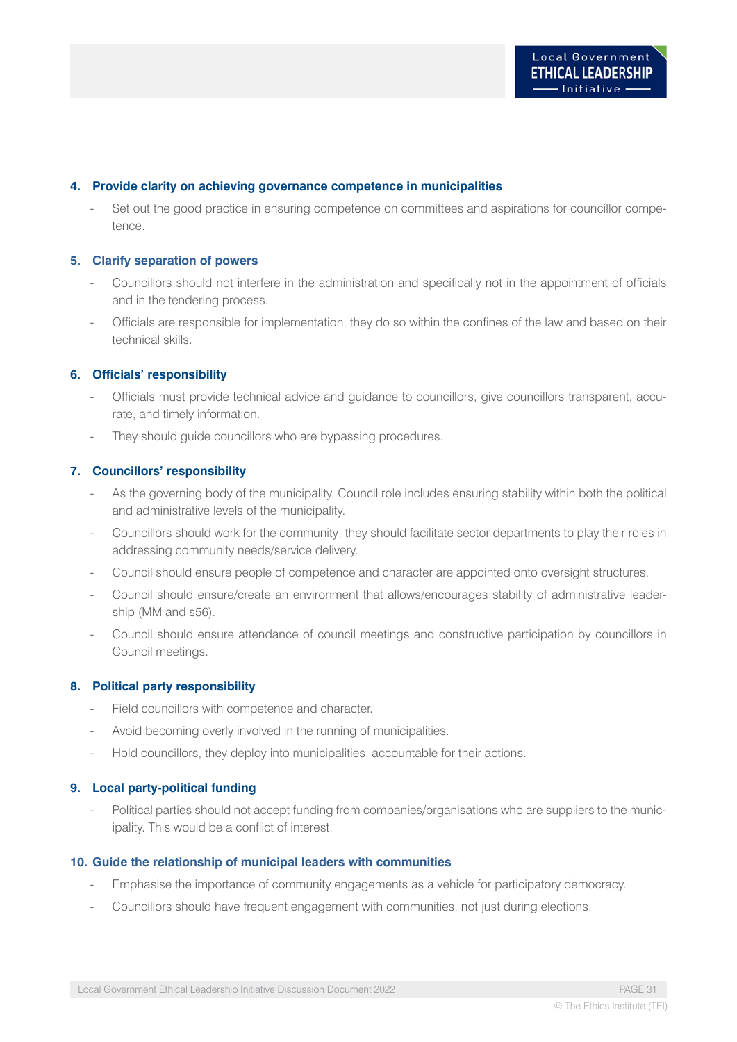**4. Provide clarity on achieving governance competence in municipalities**

- Set out the good practice in ensuring competence on committees and aspirations for councillor competence.

**5. Clarify separation of powers**

- Councillors should not interfere in the administration and specifically not in the appointment of officials and in the tendering process.
- Officials are responsible for implementation, they do so within the confines of the law and based on their technical skills.

**6. Officials' responsibility**

- Officials must provide technical advice and guidance to councillors, give councillors transparent, accurate, and timely information.
- They should guide councillors who are bypassing procedures.

**7. Councillors' responsibility**

- As the governing body of the municipality, Council role includes ensuring stability within both the political and administrative levels of the municipality.
- Councillors should work for the community; they should facilitate sector departments to play their roles in addressing community needs/service delivery.
- Council should ensure people of competence and character are appointed onto oversight structures.
- Council should ensure/create an environment that allows/encourages stability of administrative leadership (MM and s56).
- Council should ensure attendance of council meetings and constructive participation by councillors in Council meetings.

**8. Political party responsibility**

- Field councillors with competence and character.
- Avoid becoming overly involved in the running of municipalities.
- Hold councillors, they deploy into municipalities, accountable for their actions.

**9. Local party-political funding**

- Political parties should not accept funding from companies/organisations who are suppliers to the municipality. This would be a conflict of interest.

**10. Guide the relationship of municipal leaders with communities**

- Emphasise the importance of community engagements as a vehicle for participatory democracy.
- Councillors should have frequent engagement with communities, not just during elections.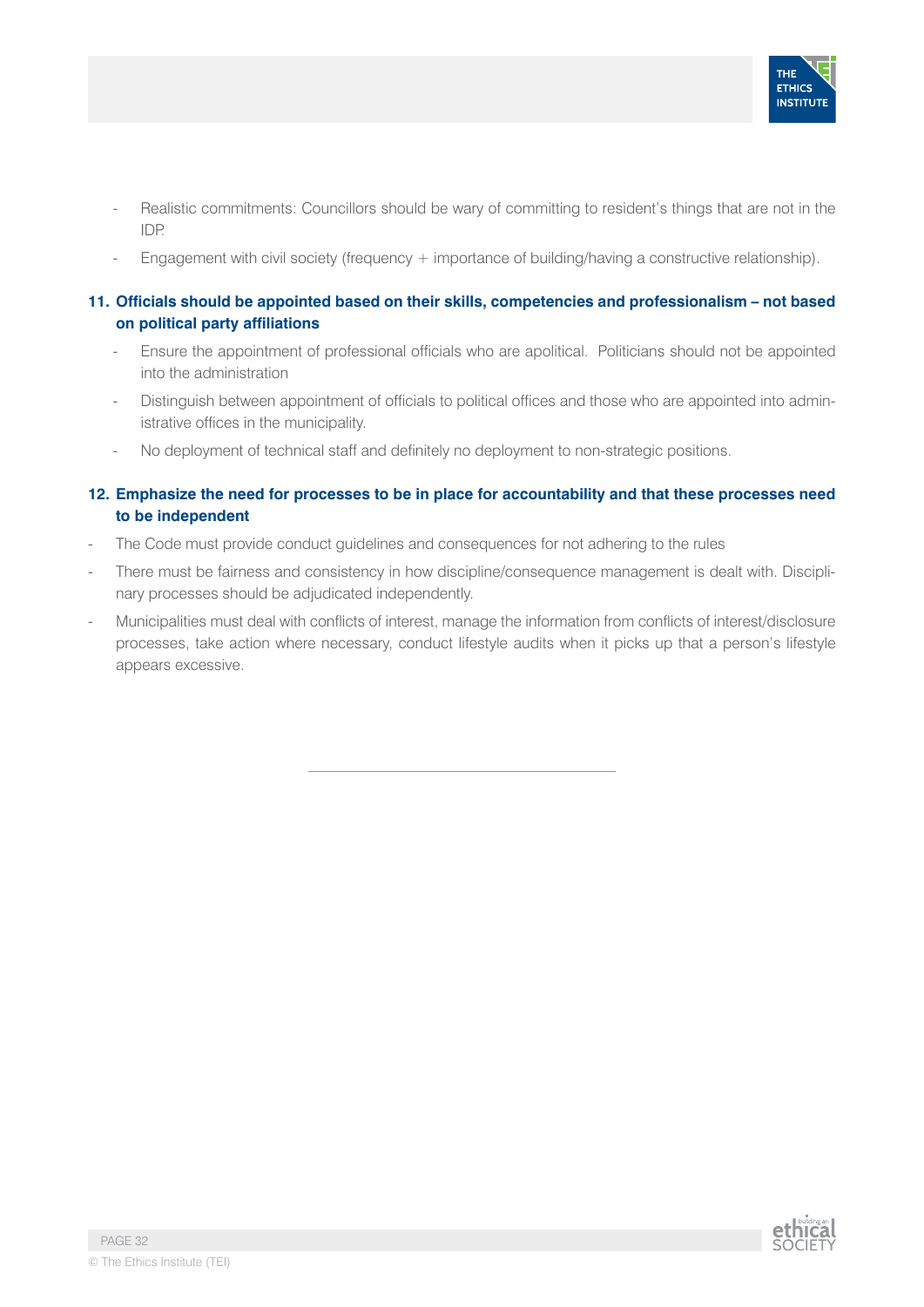- Realistic commitments: Councillors should be wary of committing to resident's things that are not in the IDP.
- Engagement with civil society (frequency + importance of building/having a constructive relationship).

**11. Officials should be appointed based on their skills, competencies and professionalism – not based on political party affiliations**

- Ensure the appointment of professional officials who are apolitical. Politicians should not be appointed into the administration
- Distinguish between appointment of officials to political offices and those who are appointed into administrative offices in the municipality.
- No deployment of technical staff and definitely no deployment to non-strategic positions.

**12. Emphasize the need for processes to be in place for accountability and that these processes need to be independent**

- The Code must provide conduct guidelines and consequences for not adhering to the rules
- There must be fairness and consistency in how discipline/consequence management is dealt with. Disciplinary processes should be adjudicated independently.
- Municipalities must deal with conflicts of interest, manage the information from conflicts of interest/disclosure processes, take action where necessary, conduct lifestyle audits when it picks up that a person's lifestyle appears excessive.

---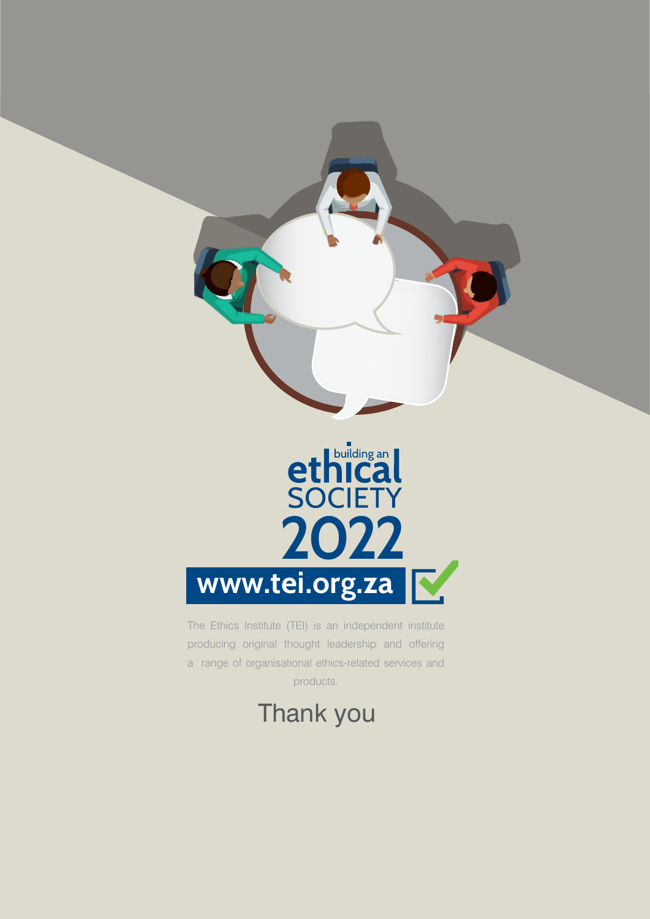building an

ethical

SOCIETY

2022

www.tei.org.za

The Ethics Institute (TEI) is an independent institute producing original thought leadership and offering a range of organisational ethics-related services and products.

Thank you